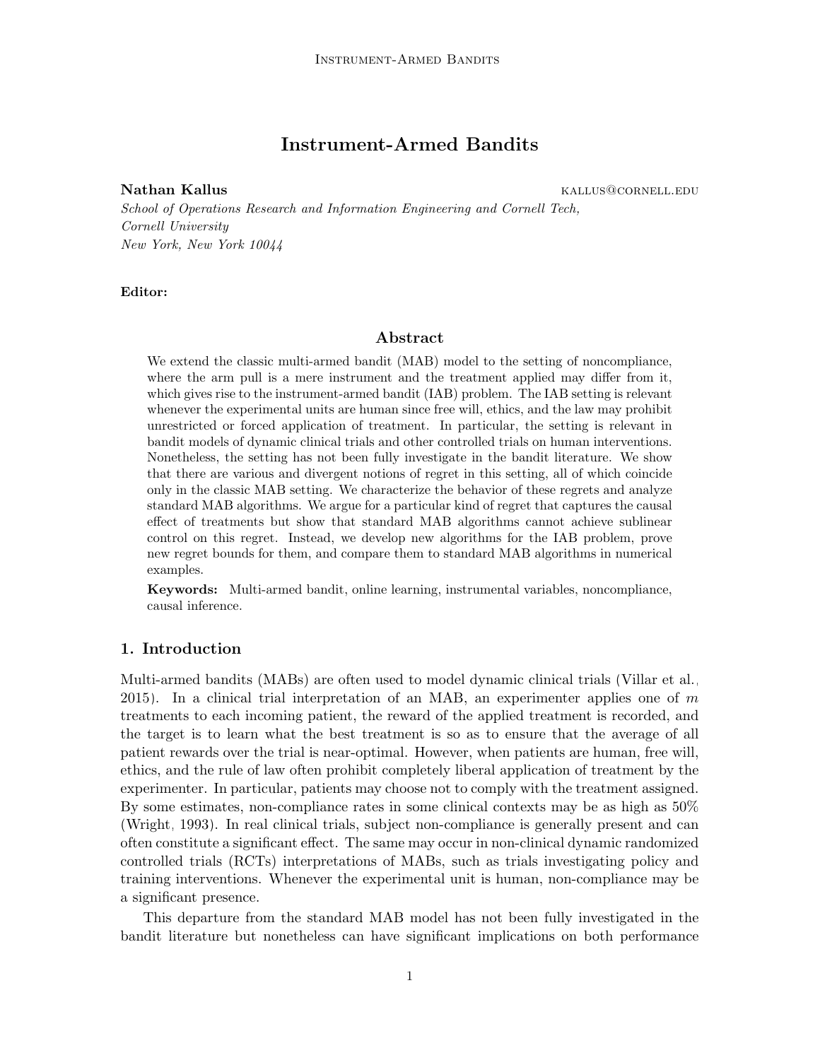# Instrument-Armed Bandits

**Nathan Kallus** kallus@cornell.edu

*School of Operations Research and Information Engineering and Cornell Tech,*
*Cornell University*
*New York, New York 10044*

**Editor:**

## Abstract

We extend the classic multi-armed bandit (MAB) model to the setting of noncompliance, where the arm pull is a mere instrument and the treatment applied may differ from it, which gives rise to the instrument-armed bandit (IAB) problem. The IAB setting is relevant whenever the experimental units are human since free will, ethics, and the law may prohibit unrestricted or forced application of treatment. In particular, the setting is relevant in bandit models of dynamic clinical trials and other controlled trials on human interventions. Nonetheless, the setting has not been fully investigate in the bandit literature. We show that there are various and divergent notions of regret in this setting, all of which coincide only in the classic MAB setting. We characterize the behavior of these regrets and analyze standard MAB algorithms. We argue for a particular kind of regret that captures the causal effect of treatments but show that standard MAB algorithms cannot achieve sublinear control on this regret. Instead, we develop new algorithms for the IAB problem, prove new regret bounds for them, and compare them to standard MAB algorithms in numerical examples.

**Keywords:** Multi-armed bandit, online learning, instrumental variables, noncompliance, causal inference.

## 1. Introduction

Multi-armed bandits (MABs) are often used to model dynamic clinical trials (Villar et al., 2015). In a clinical trial interpretation of an MAB, an experimenter applies one of $m$ treatments to each incoming patient, the reward of the applied treatment is recorded, and the target is to learn what the best treatment is so as to ensure that the average of all patient rewards over the trial is near-optimal. However, when patients are human, free will, ethics, and the rule of law often prohibit completely liberal application of treatment by the experimenter. In particular, patients may choose not to comply with the treatment assigned. By some estimates, non-compliance rates in some clinical contexts may be as high as 50% (Wright, 1993). In real clinical trials, subject non-compliance is generally present and can often constitute a significant effect. The same may occur in non-clinical dynamic randomized controlled trials (RCTs) interpretations of MABs, such as trials investigating policy and training interventions. Whenever the experimental unit is human, non-compliance may be a significant presence.

This departure from the standard MAB model has not been fully investigated in the bandit literature but nonetheless can have significant implications on both performance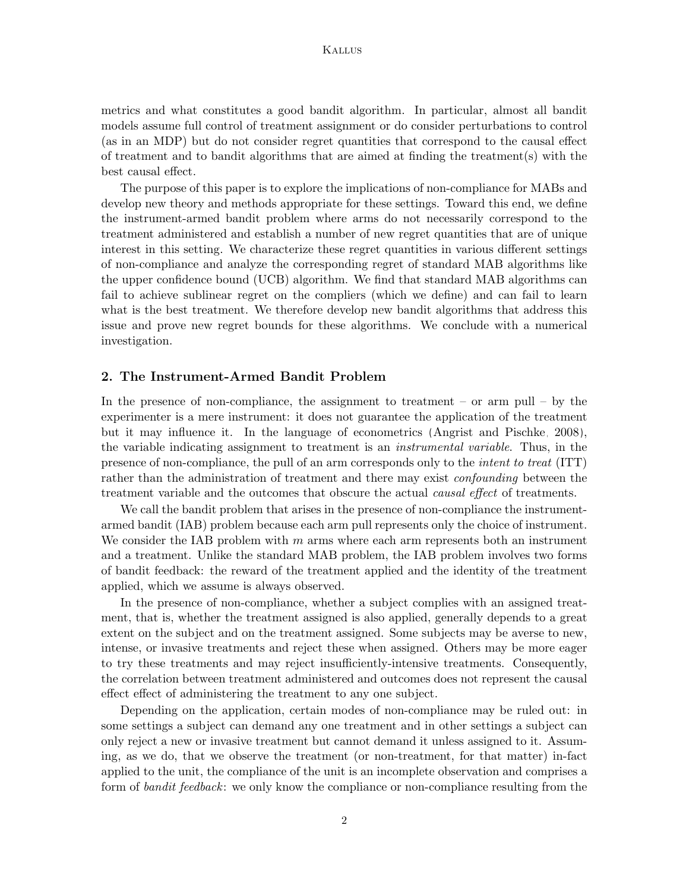metrics and what constitutes a good bandit algorithm. In particular, almost all bandit models assume full control of treatment assignment or do consider perturbations to control (as in an MDP) but do not consider regret quantities that correspond to the causal effect of treatment and to bandit algorithms that are aimed at finding the treatment(s) with the best causal effect.

The purpose of this paper is to explore the implications of non-compliance for MABs and develop new theory and methods appropriate for these settings. Toward this end, we define the instrument-armed bandit problem where arms do not necessarily correspond to the treatment administered and establish a number of new regret quantities that are of unique interest in this setting. We characterize these regret quantities in various different settings of non-compliance and analyze the corresponding regret of standard MAB algorithms like the upper confidence bound (UCB) algorithm. We find that standard MAB algorithms can fail to achieve sublinear regret on the compliers (which we define) and can fail to learn what is the best treatment. We therefore develop new bandit algorithms that address this issue and prove new regret bounds for these algorithms. We conclude with a numerical investigation.

## 2. The Instrument-Armed Bandit Problem

In the presence of non-compliance, the assignment to treatment – or arm pull – by the experimenter is a mere instrument: it does not guarantee the application of the treatment but it may influence it. In the language of econometrics (Angrist and Pischke, 2008), the variable indicating assignment to treatment is an *instrumental variable*. Thus, in the presence of non-compliance, the pull of an arm corresponds only to the *intent to treat* (ITT) rather than the administration of treatment and there may exist *confounding* between the treatment variable and the outcomes that obscure the actual *causal effect* of treatments.

We call the bandit problem that arises in the presence of non-compliance the instrument-armed bandit (IAB) problem because each arm pull represents only the choice of instrument. We consider the IAB problem with $m$ arms where each arm represents both an instrument and a treatment. Unlike the standard MAB problem, the IAB problem involves two forms of bandit feedback: the reward of the treatment applied and the identity of the treatment applied, which we assume is always observed.

In the presence of non-compliance, whether a subject complies with an assigned treatment, that is, whether the treatment assigned is also applied, generally depends to a great extent on the subject and on the treatment assigned. Some subjects may be averse to new, intense, or invasive treatments and reject these when assigned. Others may be more eager to try these treatments and may reject insufficiently-intensive treatments. Consequently, the correlation between treatment administered and outcomes does not represent the causal effect effect of administering the treatment to any one subject.

Depending on the application, certain modes of non-compliance may be ruled out: in some settings a subject can demand any one treatment and in other settings a subject can only reject a new or invasive treatment but cannot demand it unless assigned to it. Assuming, as we do, that we observe the treatment (or non-treatment, for that matter) in-fact applied to the unit, the compliance of the unit is an incomplete observation and comprises a form of *bandit feedback*: we only know the compliance or non-compliance resulting from the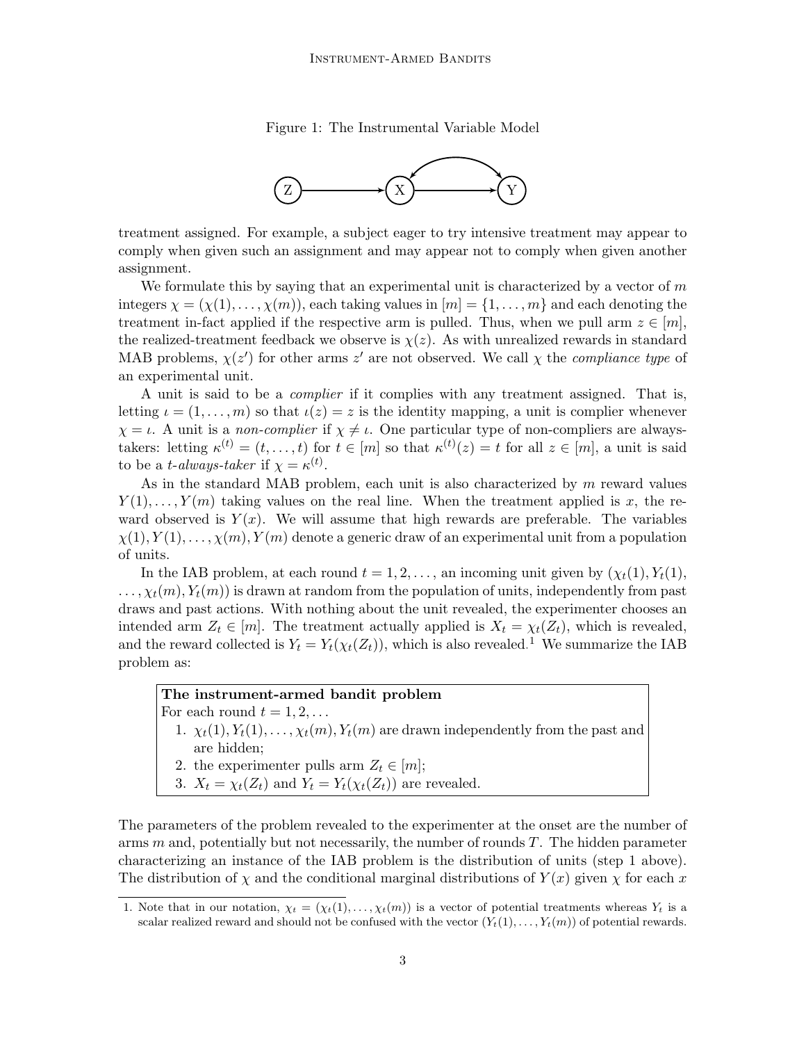Figure 1: The Instrumental Variable Model

treatment assigned. For example, a subject eager to try intensive treatment may appear to comply when given such an assignment and may appear not to comply when given another assignment.

We formulate this by saying that an experimental unit is characterized by a vector of $m$ integers $\chi = (\chi(1), \ldots, \chi(m))$, each taking values in $[m] = \{1, \ldots, m\}$ and each denoting the treatment in-fact applied if the respective arm is pulled. Thus, when we pull arm $z \in [m]$, the realized-treatment feedback we observe is $\chi(z)$. As with unrealized rewards in standard MAB problems, $\chi(z')$ for other arms $z'$ are not observed. We call $\chi$ the *compliance type* of an experimental unit.

A unit is said to be a *complier* if it complies with any treatment assigned. That is, letting $\iota = (1, \ldots, m)$ so that $\iota(z) = z$ is the identity mapping, a unit is complier whenever $\chi = \iota$. A unit is a *non-complier* if $\chi \neq \iota$. One particular type of non-compliers are always-takers: letting $\kappa^{(t)} = (t, \ldots, t)$ for $t \in [m]$ so that $\kappa^{(t)}(z) = t$ for all $z \in [m]$, a unit is said to be a *$t$-always-taker* if $\chi = \kappa^{(t)}$.

As in the standard MAB problem, each unit is also characterized by $m$ reward values $Y(1), \ldots, Y(m)$ taking values on the real line. When the treatment applied is $x$, the reward observed is $Y(x)$. We will assume that high rewards are preferable. The variables $\chi(1), Y(1), \ldots, \chi(m), Y(m)$ denote a generic draw of an experimental unit from a population of units.

In the IAB problem, at each round $t = 1, 2, \ldots$, an incoming unit given by $(\chi_t(1), Y_t(1), \ldots, \chi_t(m), Y_t(m))$ is drawn at random from the population of units, independently from past draws and past actions. With nothing about the unit revealed, the experimenter chooses an intended arm $Z_t \in [m]$. The treatment actually applied is $X_t = \chi_t(Z_t)$, which is revealed, and the reward collected is $Y_t = Y_t(\chi_t(Z_t))$, which is also revealed.[1] We summarize the IAB problem as:

**The instrument-armed bandit problem**
For each round $t = 1, 2, \ldots$

1. $\chi_t(1), Y_t(1), \ldots, \chi_t(m), Y_t(m)$ are drawn independently from the past and are hidden;
2. the experimenter pulls arm $Z_t \in [m]$;
3. $X_t = \chi_t(Z_t)$ and $Y_t = Y_t(\chi_t(Z_t))$ are revealed.

The parameters of the problem revealed to the experimenter at the onset are the number of arms $m$ and, potentially but not necessarily, the number of rounds $T$. The hidden parameter characterizing an instance of the IAB problem is the distribution of units (step 1 above). The distribution of $\chi$ and the conditional marginal distributions of $Y(x)$ given $\chi$ for each $x$

1. Note that in our notation, $\chi_t = (\chi_t(1), \ldots, \chi_t(m))$ is a vector of potential treatments whereas $Y_t$ is a scalar realized reward and should not be confused with the vector $(Y_t(1), \ldots, Y_t(m))$ of potential rewards.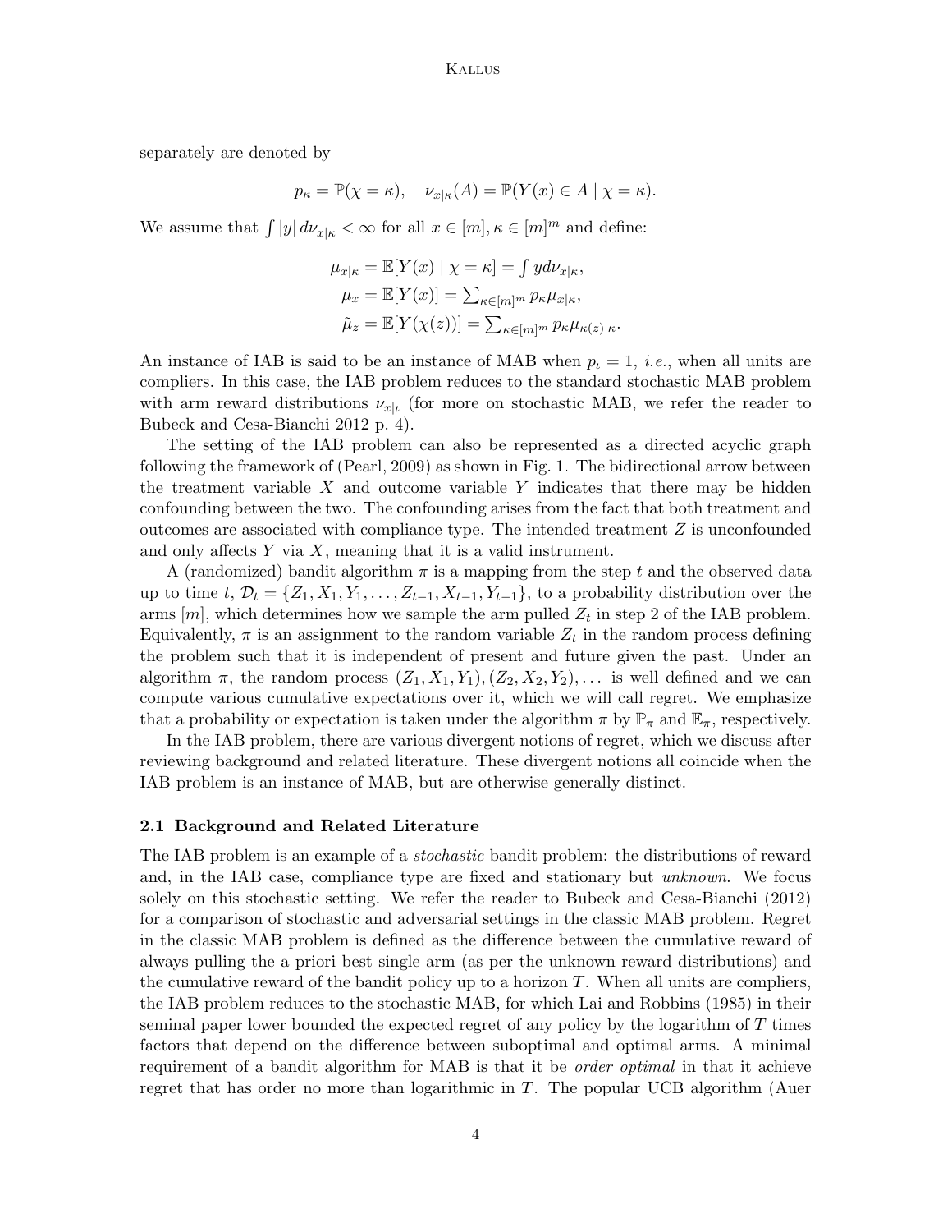separately are denoted by

$$p_\kappa = \mathbb{P}(\chi = \kappa), \quad \nu_{x|\kappa}(A) = \mathbb{P}(Y(x) \in A \mid \chi = \kappa).$$

We assume that $\int |y| \, d\nu_{x|\kappa} < \infty$ for all $x \in [m], \kappa \in [m]^m$ and define:

$$\begin{aligned}
\mu_{x|\kappa} &= \mathbb{E}[Y(x) \mid \chi = \kappa] = \textstyle\int y d\nu_{x|\kappa}, \\
\mu_x &= \mathbb{E}[Y(x)] = \textstyle\sum_{\kappa \in [m]^m} p_\kappa \mu_{x|\kappa}, \\
\tilde{\mu}_z &= \mathbb{E}[Y(\chi(z))] = \textstyle\sum_{\kappa \in [m]^m} p_\kappa \mu_{\kappa(z)|\kappa}.
\end{aligned}$$

An instance of IAB is said to be an instance of MAB when $p_\iota = 1$, *i.e.*, when all units are compliers. In this case, the IAB problem reduces to the standard stochastic MAB problem with arm reward distributions $\nu_{x|\iota}$ (for more on stochastic MAB, we refer the reader to Bubeck and Cesa-Bianchi 2012 p. 4).

The setting of the IAB problem can also be represented as a directed acyclic graph following the framework of (Pearl, 2009) as shown in Fig. 1. The bidirectional arrow between the treatment variable $X$ and outcome variable $Y$ indicates that there may be hidden confounding between the two. The confounding arises from the fact that both treatment and outcomes are associated with compliance type. The intended treatment $Z$ is unconfounded and only affects $Y$ via $X$, meaning that it is a valid instrument.

A (randomized) bandit algorithm $\pi$ is a mapping from the step $t$ and the observed data up to time $t$, $\mathcal{D}_t = \{Z_1, X_1, Y_1, \ldots, Z_{t-1}, X_{t-1}, Y_{t-1}\}$, to a probability distribution over the arms $[m]$, which determines how we sample the arm pulled $Z_t$ in step 2 of the IAB problem. Equivalently, $\pi$ is an assignment to the random variable $Z_t$ in the random process defining the problem such that it is independent of present and future given the past. Under an algorithm $\pi$, the random process $(Z_1, X_1, Y_1), (Z_2, X_2, Y_2), \ldots$ is well defined and we can compute various cumulative expectations over it, which we will call regret. We emphasize that a probability or expectation is taken under the algorithm $\pi$ by $\mathbb{P}_\pi$ and $\mathbb{E}_\pi$, respectively.

In the IAB problem, there are various divergent notions of regret, which we discuss after reviewing background and related literature. These divergent notions all coincide when the IAB problem is an instance of MAB, but are otherwise generally distinct.

### 2.1 Background and Related Literature

The IAB problem is an example of a *stochastic* bandit problem: the distributions of reward and, in the IAB case, compliance type are fixed and stationary but *unknown*. We focus solely on this stochastic setting. We refer the reader to Bubeck and Cesa-Bianchi (2012) for a comparison of stochastic and adversarial settings in the classic MAB problem. Regret in the classic MAB problem is defined as the difference between the cumulative reward of always pulling the a priori best single arm (as per the unknown reward distributions) and the cumulative reward of the bandit policy up to a horizon $T$. When all units are compliers, the IAB problem reduces to the stochastic MAB, for which Lai and Robbins (1985) in their seminal paper lower bounded the expected regret of any policy by the logarithm of $T$ times factors that depend on the difference between suboptimal and optimal arms. A minimal requirement of a bandit algorithm for MAB is that it be *order optimal* in that it achieve regret that has order no more than logarithmic in $T$. The popular UCB algorithm (Auer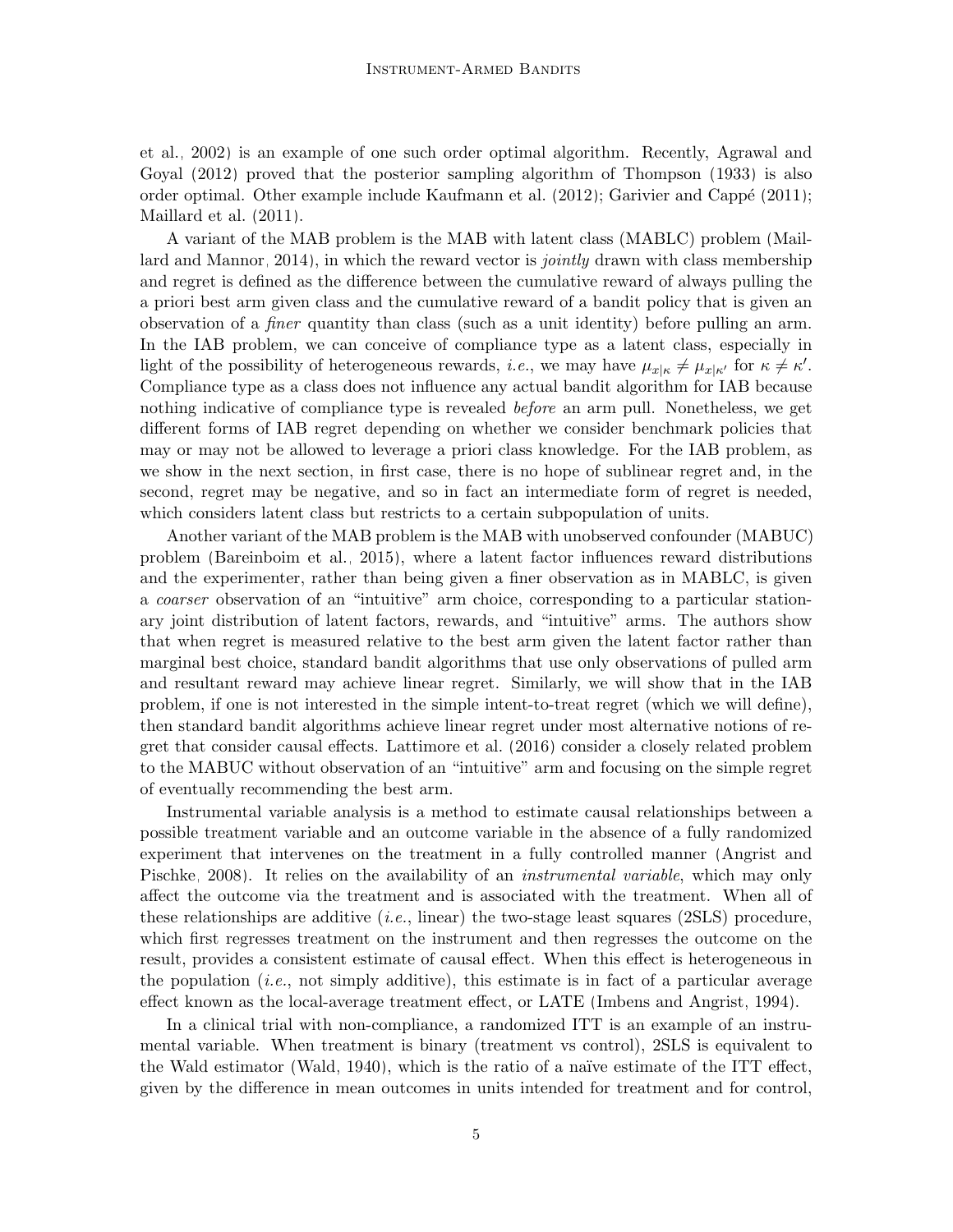et al., 2002) is an example of one such order optimal algorithm. Recently, Agrawal and Goyal (2012) proved that the posterior sampling algorithm of Thompson (1933) is also order optimal. Other example include Kaufmann et al. (2012); Garivier and Cappé (2011); Maillard et al. (2011).

A variant of the MAB problem is the MAB with latent class (MABLC) problem (Maillard and Mannor, 2014), in which the reward vector is *jointly* drawn with class membership and regret is defined as the difference between the cumulative reward of always pulling the a priori best arm given class and the cumulative reward of a bandit policy that is given an observation of a *finer* quantity than class (such as a unit identity) before pulling an arm. In the IAB problem, we can conceive of compliance type as a latent class, especially in light of the possibility of heterogeneous rewards, *i.e.*, we may have $\mu_{x|\kappa} \neq \mu_{x|\kappa'}$ for $\kappa \neq \kappa'$. Compliance type as a class does not influence any actual bandit algorithm for IAB because nothing indicative of compliance type is revealed *before* an arm pull. Nonetheless, we get different forms of IAB regret depending on whether we consider benchmark policies that may or may not be allowed to leverage a priori class knowledge. For the IAB problem, as we show in the next section, in first case, there is no hope of sublinear regret and, in the second, regret may be negative, and so in fact an intermediate form of regret is needed, which considers latent class but restricts to a certain subpopulation of units.

Another variant of the MAB problem is the MAB with unobserved confounder (MABUC) problem (Bareinboim et al., 2015), where a latent factor influences reward distributions and the experimenter, rather than being given a finer observation as in MABLC, is given a *coarser* observation of an "intuitive" arm choice, corresponding to a particular stationary joint distribution of latent factors, rewards, and "intuitive" arms. The authors show that when regret is measured relative to the best arm given the latent factor rather than marginal best choice, standard bandit algorithms that use only observations of pulled arm and resultant reward may achieve linear regret. Similarly, we will show that in the IAB problem, if one is not interested in the simple intent-to-treat regret (which we will define), then standard bandit algorithms achieve linear regret under most alternative notions of regret that consider causal effects. Lattimore et al. (2016) consider a closely related problem to the MABUC without observation of an "intuitive" arm and focusing on the simple regret of eventually recommending the best arm.

Instrumental variable analysis is a method to estimate causal relationships between a possible treatment variable and an outcome variable in the absence of a fully randomized experiment that intervenes on the treatment in a fully controlled manner (Angrist and Pischke, 2008). It relies on the availability of an *instrumental variable*, which may only affect the outcome via the treatment and is associated with the treatment. When all of these relationships are additive (*i.e.*, linear) the two-stage least squares (2SLS) procedure, which first regresses treatment on the instrument and then regresses the outcome on the result, provides a consistent estimate of causal effect. When this effect is heterogeneous in the population (*i.e.*, not simply additive), this estimate is in fact of a particular average effect known as the local-average treatment effect, or LATE (Imbens and Angrist, 1994).

In a clinical trial with non-compliance, a randomized ITT is an example of an instrumental variable. When treatment is binary (treatment vs control), 2SLS is equivalent to the Wald estimator (Wald, 1940), which is the ratio of a naïve estimate of the ITT effect, given by the difference in mean outcomes in units intended for treatment and for control,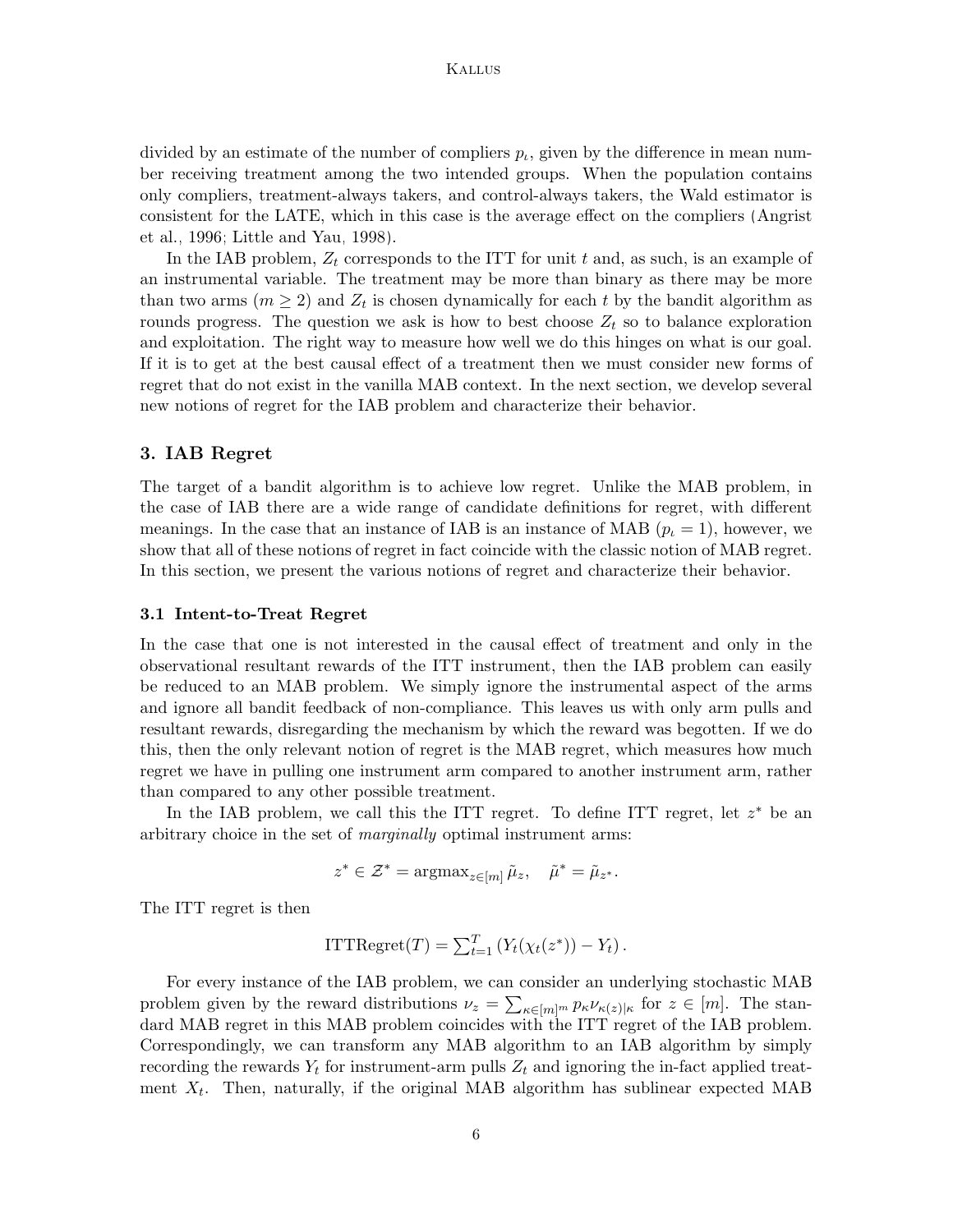divided by an estimate of the number of compliers $p_\iota$, given by the difference in mean number receiving treatment among the two intended groups. When the population contains only compliers, treatment-always takers, and control-always takers, the Wald estimator is consistent for the LATE, which in this case is the average effect on the compliers (Angrist et al., 1996; Little and Yau, 1998).

In the IAB problem, $Z_t$ corresponds to the ITT for unit $t$ and, as such, is an example of an instrumental variable. The treatment may be more than binary as there may be more than two arms ($m \geq 2$) and $Z_t$ is chosen dynamically for each $t$ by the bandit algorithm as rounds progress. The question we ask is how to best choose $Z_t$ so to balance exploration and exploitation. The right way to measure how well we do this hinges on what is our goal. If it is to get at the best causal effect of a treatment then we must consider new forms of regret that do not exist in the vanilla MAB context. In the next section, we develop several new notions of regret for the IAB problem and characterize their behavior.

## 3. IAB Regret

The target of a bandit algorithm is to achieve low regret. Unlike the MAB problem, in the case of IAB there are a wide range of candidate definitions for regret, with different meanings. In the case that an instance of IAB is an instance of MAB ($p_\iota = 1$), however, we show that all of these notions of regret in fact coincide with the classic notion of MAB regret. In this section, we present the various notions of regret and characterize their behavior.

### 3.1 Intent-to-Treat Regret

In the case that one is not interested in the causal effect of treatment and only in the observational resultant rewards of the ITT instrument, then the IAB problem can easily be reduced to an MAB problem. We simply ignore the instrumental aspect of the arms and ignore all bandit feedback of non-compliance. This leaves us with only arm pulls and resultant rewards, disregarding the mechanism by which the reward was begotten. If we do this, then the only relevant notion of regret is the MAB regret, which measures how much regret we have in pulling one instrument arm compared to another instrument arm, rather than compared to any other possible treatment.

In the IAB problem, we call this the ITT regret. To define ITT regret, let $z^*$ be an arbitrary choice in the set of *marginally* optimal instrument arms:

$$z^* \in \mathcal{Z}^* = \operatorname{argmax}_{z \in [m]} \tilde{\mu}_z, \quad \tilde{\mu}^* = \tilde{\mu}_{z^*}.$$

The ITT regret is then

$$\text{ITTRegret}(T) = \textstyle\sum_{t=1}^{T} \left( Y_t(\chi_t(z^*)) - Y_t \right).$$

For every instance of the IAB problem, we can consider an underlying stochastic MAB problem given by the reward distributions $\nu_z = \sum_{\kappa \in [m]^m} p_\kappa \nu_{\kappa(z)|\kappa}$ for $z \in [m]$. The standard MAB regret in this MAB problem coincides with the ITT regret of the IAB problem. Correspondingly, we can transform any MAB algorithm to an IAB algorithm by simply recording the rewards $Y_t$ for instrument-arm pulls $Z_t$ and ignoring the in-fact applied treatment $X_t$. Then, naturally, if the original MAB algorithm has sublinear expected MAB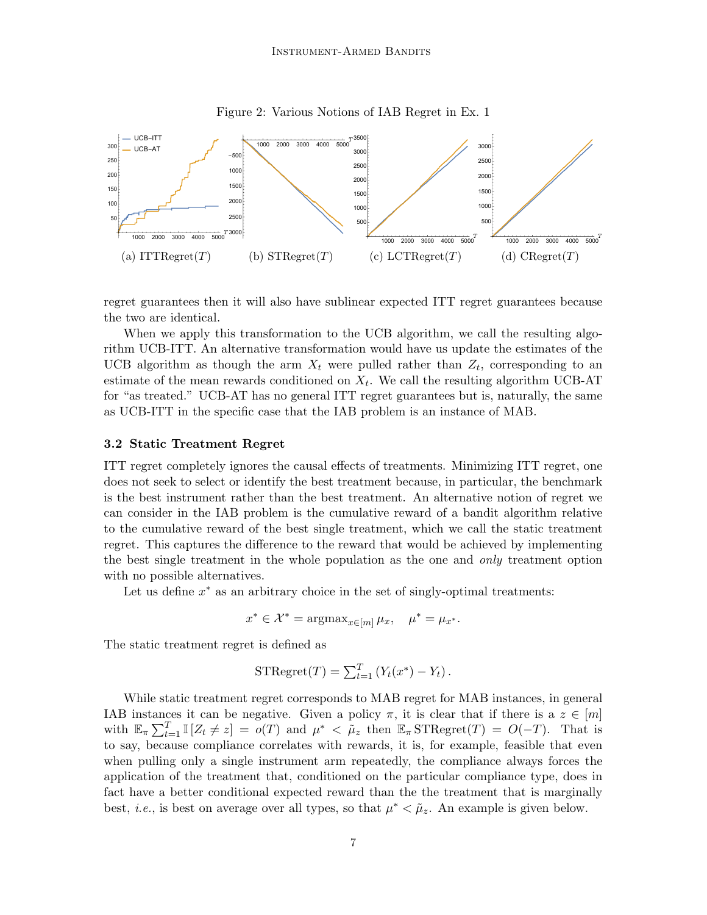Figure 2: Various Notions of IAB Regret in Ex. 1

(a) ITTRegret($T$) (b) STRegret($T$) (c) LCTRegret($T$) (d) CRegret($T$)

regret guarantees then it will also have sublinear expected ITT regret guarantees because the two are identical.

When we apply this transformation to the UCB algorithm, we call the resulting algorithm UCB-ITT. An alternative transformation would have us update the estimates of the UCB algorithm as though the arm $X_t$ were pulled rather than $Z_t$, corresponding to an estimate of the mean rewards conditioned on $X_t$. We call the resulting algorithm UCB-AT for "as treated." UCB-AT has no general ITT regret guarantees but is, naturally, the same as UCB-ITT in the specific case that the IAB problem is an instance of MAB.

### 3.2 Static Treatment Regret

ITT regret completely ignores the causal effects of treatments. Minimizing ITT regret, one does not seek to select or identify the best treatment because, in particular, the benchmark is the best instrument rather than the best treatment. An alternative notion of regret we can consider in the IAB problem is the cumulative reward of a bandit algorithm relative to the cumulative reward of the best single treatment, which we call the static treatment regret. This captures the difference to the reward that would be achieved by implementing the best single treatment in the whole population as the one and *only* treatment option with no possible alternatives.

Let us define $x^*$ as an arbitrary choice in the set of singly-optimal treatments:

$$x^* \in \mathcal{X}^* = \operatorname{argmax}_{x\in[m]} \mu_x, \quad \mu^* = \mu_{x^*}.$$

The static treatment regret is defined as

$$\mathrm{STRegret}(T) = \textstyle\sum_{t=1}^T \left(Y_t(x^*) - Y_t\right).$$

While static treatment regret corresponds to MAB regret for MAB instances, in general IAB instances it can be negative. Given a policy $\pi$, it is clear that if there is a $z \in [m]$ with $\mathbb{E}_\pi \sum_{t=1}^T \mathbb{I}\left[Z_t \neq z\right] = o(T)$ and $\mu^* < \tilde{\mu}_z$ then $\mathbb{E}_\pi \mathrm{STRegret}(T) = O(-T)$. That is to say, because compliance correlates with rewards, it is, for example, feasible that even when pulling only a single instrument arm repeatedly, the compliance always forces the application of the treatment that, conditioned on the particular compliance type, does in fact have a better conditional expected reward than the the treatment that is marginally best, *i.e.*, is best on average over all types, so that $\mu^* < \tilde{\mu}_z$. An example is given below.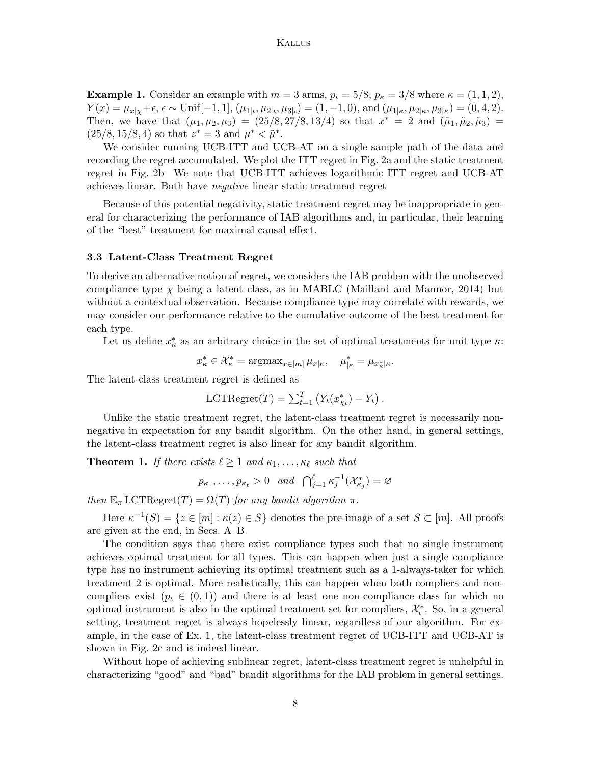**Example 1.** Consider an example with $m = 3$ arms, $p_\iota = 5/8$, $p_\kappa = 3/8$ where $\kappa = (1, 1, 2)$, $Y(x) = \mu_{x|\chi} + \epsilon$, $\epsilon \sim \text{Unif}[-1, 1]$, $(\mu_{1|\iota}, \mu_{2|\iota}, \mu_{3|\iota}) = (1, -1, 0)$, and $(\mu_{1|\kappa}, \mu_{2|\kappa}, \mu_{3|\kappa}) = (0, 4, 2)$. Then, we have that $(\mu_1, \mu_2, \mu_3) = (25/8, 27/8, 13/4)$ so that $x^* = 2$ and $(\tilde{\mu}_1, \tilde{\mu}_2, \tilde{\mu}_3) = (25/8, 15/8, 4)$ so that $z^* = 3$ and $\mu^* < \tilde{\mu}^*$.

We consider running UCB-ITT and UCB-AT on a single sample path of the data and recording the regret accumulated. We plot the ITT regret in Fig. 2a and the static treatment regret in Fig. 2b. We note that UCB-ITT achieves logarithmic ITT regret and UCB-AT achieves linear. Both have *negative* linear static treatment regret

Because of this potential negativity, static treatment regret may be inappropriate in general for characterizing the performance of IAB algorithms and, in particular, their learning of the "best" treatment for maximal causal effect.

### 3.3 Latent-Class Treatment Regret

To derive an alternative notion of regret, we considers the IAB problem with the unobserved compliance type $\chi$ being a latent class, as in MABLC (Maillard and Mannor, 2014) but without a contextual observation. Because compliance type may correlate with rewards, we may consider our performance relative to the cumulative outcome of the best treatment for each type.

Let us define $x^*_\kappa$ as an arbitrary choice in the set of optimal treatments for unit type $\kappa$:

$$x^*_\kappa \in \mathcal{X}^*_\kappa = \operatorname{argmax}_{x \in [m]} \mu_{x|\kappa}, \quad \mu^*_{|\kappa} = \mu_{x^*_\kappa|\kappa}.$$

The latent-class treatment regret is defined as

$$\text{LCTRegret}(T) = \textstyle\sum_{t=1}^{T} \left( Y_t(x^*_{\chi_t}) - Y_t \right).$$

Unlike the static treatment regret, the latent-class treatment regret is necessarily non-negative in expectation for any bandit algorithm. On the other hand, in general settings, the latent-class treatment regret is also linear for any bandit algorithm.

**Theorem 1.** *If there exists $\ell \geq 1$ and $\kappa_1, \dots, \kappa_\ell$ such that*

$$p_{\kappa_1}, \dots, p_{\kappa_\ell} > 0 \quad \text{and} \quad \textstyle\bigcap_{j=1}^{\ell} \kappa_j^{-1}(\mathcal{X}^*_{\kappa_j}) = \varnothing$$

*then $\mathbb{E}_\pi \, \text{LCTRegret}(T) = \Omega(T)$ for any bandit algorithm $\pi$.*

Here $\kappa^{-1}(S) = \{z \in [m] : \kappa(z) \in S\}$ denotes the pre-image of a set $S \subset [m]$. All proofs are given at the end, in Secs. A–B.

The condition says that there exist compliance types such that no single instrument achieves optimal treatment for all types. This can happen when just a single compliance type has no instrument achieving its optimal treatment such as a 1-always-taker for which treatment 2 is optimal. More realistically, this can happen when both compliers and non-compliers exist ($p_\iota \in (0, 1)$) and there is at least one non-compliance class for which no optimal instrument is also in the optimal treatment set for compliers, $\mathcal{X}^*_\iota$. So, in a general setting, treatment regret is always hopelessly linear, regardless of our algorithm. For example, in the case of Ex. 1, the latent-class treatment regret of UCB-ITT and UCB-AT is shown in Fig. 2c and is indeed linear.

Without hope of achieving sublinear regret, latent-class treatment regret is unhelpful in characterizing "good" and "bad" bandit algorithms for the IAB problem in general settings.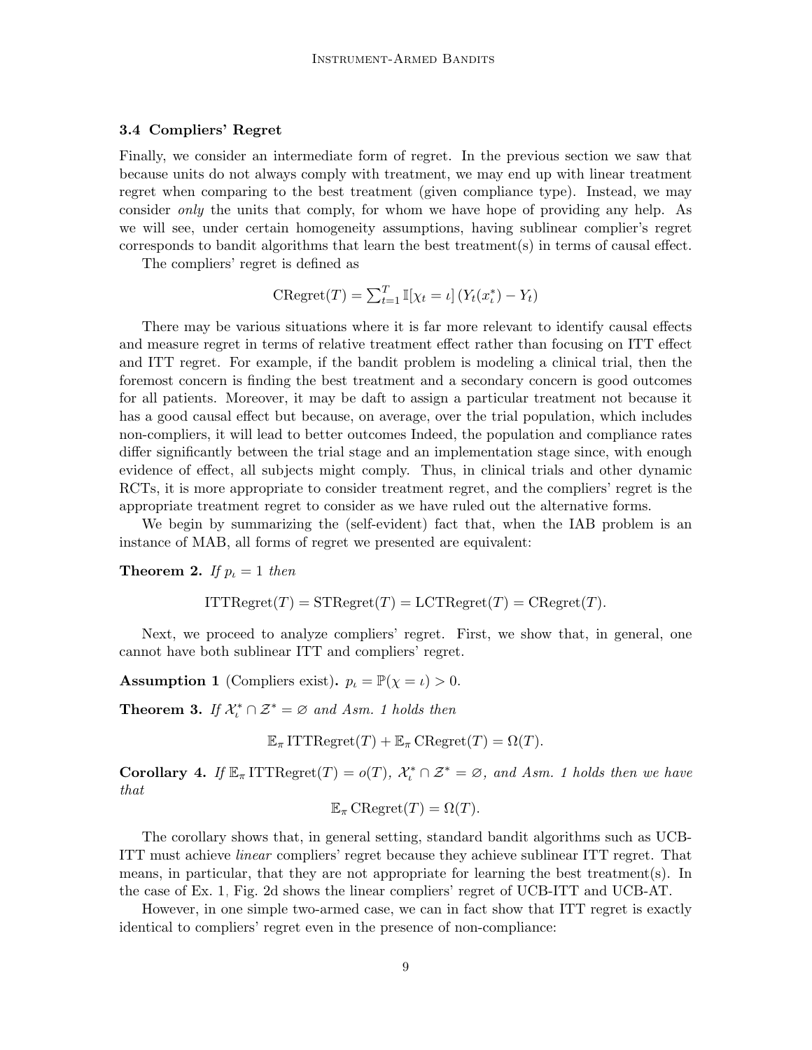### 3.4 Compliers' Regret

Finally, we consider an intermediate form of regret. In the previous section we saw that because units do not always comply with treatment, we may end up with linear treatment regret when comparing to the best treatment (given compliance type). Instead, we may consider *only* the units that comply, for whom we have hope of providing any help. As we will see, under certain homogeneity assumptions, having sublinear complier's regret corresponds to bandit algorithms that learn the best treatment(s) in terms of causal effect.

The compliers' regret is defined as

$$\mathrm{CRegret}(T) = \textstyle\sum_{t=1}^{T} \mathbb{I}[\chi_t = \iota]\,(Y_t(x_\iota^*) - Y_t)$$

There may be various situations where it is far more relevant to identify causal effects and measure regret in terms of relative treatment effect rather than focusing on ITT effect and ITT regret. For example, if the bandit problem is modeling a clinical trial, then the foremost concern is finding the best treatment and a secondary concern is good outcomes for all patients. Moreover, it may be daft to assign a particular treatment not because it has a good causal effect but because, on average, over the trial population, which includes non-compliers, it will lead to better outcomes Indeed, the population and compliance rates differ significantly between the trial stage and an implementation stage since, with enough evidence of effect, all subjects might comply. Thus, in clinical trials and other dynamic RCTs, it is more appropriate to consider treatment regret, and the compliers' regret is the appropriate treatment regret to consider as we have ruled out the alternative forms.

We begin by summarizing the (self-evident) fact that, when the IAB problem is an instance of MAB, all forms of regret we presented are equivalent:

**Theorem 2.** *If $p_\iota = 1$ then*

$$\mathrm{ITTRegret}(T) = \mathrm{STRegret}(T) = \mathrm{LCTRegret}(T) = \mathrm{CRegret}(T).$$

Next, we proceed to analyze compliers' regret. First, we show that, in general, one cannot have both sublinear ITT and compliers' regret.

**Assumption 1** (Compliers exist)**.** $p_\iota = \mathbb{P}(\chi = \iota) > 0$.

**Theorem 3.** *If $\mathcal{X}_\iota^* \cap \mathcal{Z}^* = \varnothing$ and Asm. 1 holds then*

$$\mathbb{E}_\pi \,\mathrm{ITTRegret}(T) + \mathbb{E}_\pi \,\mathrm{CRegret}(T) = \Omega(T).$$

**Corollary 4.** *If $\mathbb{E}_\pi \,\mathrm{ITTRegret}(T) = o(T)$, $\mathcal{X}_\iota^* \cap \mathcal{Z}^* = \varnothing$, and Asm. 1 holds then we have that*

$$\mathbb{E}_\pi \,\mathrm{CRegret}(T) = \Omega(T).$$

The corollary shows that, in general setting, standard bandit algorithms such as UCB-ITT must achieve *linear* compliers' regret because they achieve sublinear ITT regret. That means, in particular, that they are not appropriate for learning the best treatment(s). In the case of Ex. 1, Fig. 2d shows the linear compliers' regret of UCB-ITT and UCB-AT.

However, in one simple two-armed case, we can in fact show that ITT regret is exactly identical to compliers' regret even in the presence of non-compliance: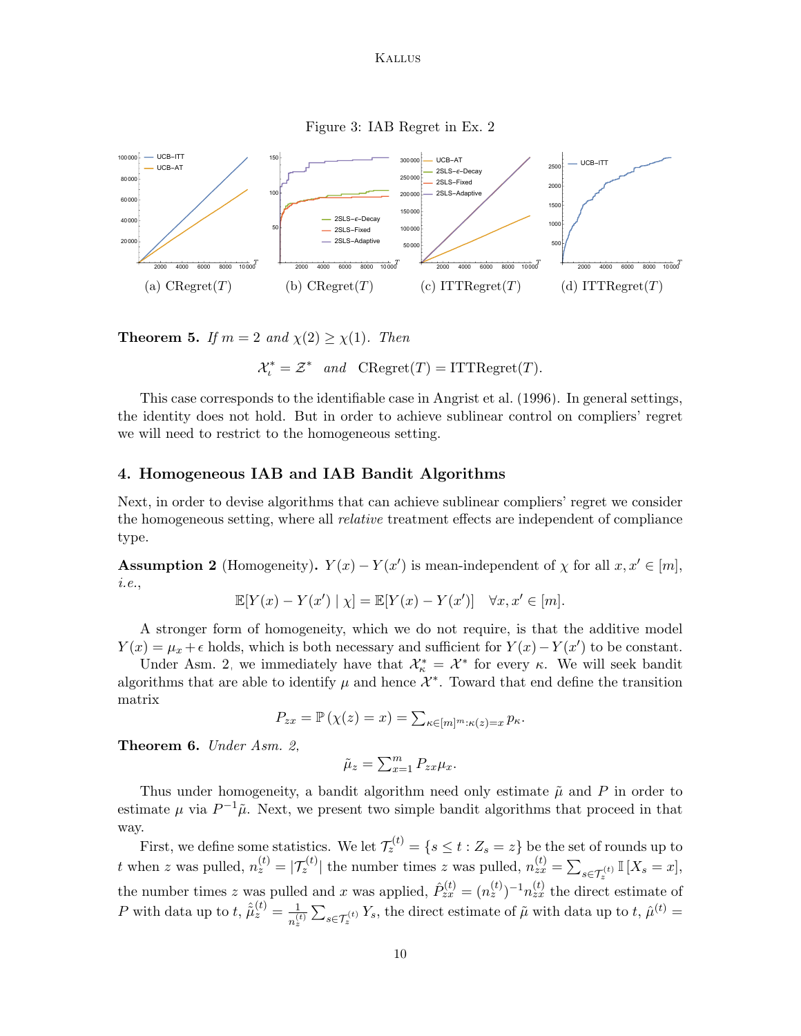Figure 3: IAB Regret in Ex. 2

(a) CRegret($T$) (b) CRegret($T$) (c) ITTRegret($T$) (d) ITTRegret($T$)

**Theorem 5.** *If $m = 2$ and $\chi(2) \geq \chi(1)$. Then*

$$\mathcal{X}^*_\iota = \mathcal{Z}^* \quad \textit{and} \quad \mathrm{CRegret}(T) = \mathrm{ITTRegret}(T).$$

This case corresponds to the identifiable case in Angrist et al. (1996). In general settings, the identity does not hold. But in order to achieve sublinear control on compliers' regret we will need to restrict to the homogeneous setting.

## 4. Homogeneous IAB and IAB Bandit Algorithms

Next, in order to devise algorithms that can achieve sublinear compliers' regret we consider the homogeneous setting, where all *relative* treatment effects are independent of compliance type.

**Assumption 2** (Homogeneity)**.** *$Y(x) - Y(x')$ is mean-independent of $\chi$ for all $x, x' \in [m]$, i.e.,*

$$\mathbb{E}[Y(x) - Y(x') \mid \chi] = \mathbb{E}[Y(x) - Y(x')] \quad \forall x, x' \in [m].$$

A stronger form of homogeneity, which we do not require, is that the additive model $Y(x) = \mu_x + \epsilon$ holds, which is both necessary and sufficient for $Y(x) - Y(x')$ to be constant.

Under Asm. 2, we immediately have that $\mathcal{X}^*_\kappa = \mathcal{X}^*$ for every $\kappa$. We will seek bandit algorithms that are able to identify $\mu$ and hence $\mathcal{X}^*$. Toward that end define the transition matrix

$$P_{zx} = \mathbb{P}\left(\chi(z) = x\right) = \textstyle\sum_{\kappa \in [m]^m : \kappa(z) = x} p_\kappa.$$

**Theorem 6.** *Under Asm. 2,*

$$\tilde{\mu}_z = \textstyle\sum_{x=1}^m P_{zx}\mu_x.$$

Thus under homogeneity, a bandit algorithm need only estimate $\tilde{\mu}$ and $P$ in order to estimate $\mu$ via $P^{-1}\tilde{\mu}$. Next, we present two simple bandit algorithms that proceed in that way.

First, we define some statistics. We let $\mathcal{T}^{(t)}_z = \{s \leq t : Z_s = z\}$ be the set of rounds up to $t$ when $z$ was pulled, $n^{(t)}_z = |\mathcal{T}^{(t)}_z|$ the number times $z$ was pulled, $n^{(t)}_{zx} = \sum_{s \in \mathcal{T}^{(t)}_z} \mathbb{I}\left[X_s = x\right]$, the number times $z$ was pulled and $x$ was applied, $\hat{P}^{(t)}_{zx} = (n^{(t)}_z)^{-1} n^{(t)}_{zx}$ the direct estimate of $P$ with data up to $t$, $\hat{\tilde{\mu}}^{(t)}_z = \frac{1}{n^{(t)}_z}\sum_{s \in \mathcal{T}^{(t)}_z} Y_s$, the direct estimate of $\tilde{\mu}$ with data up to $t$, $\hat{\mu}^{(t)} =$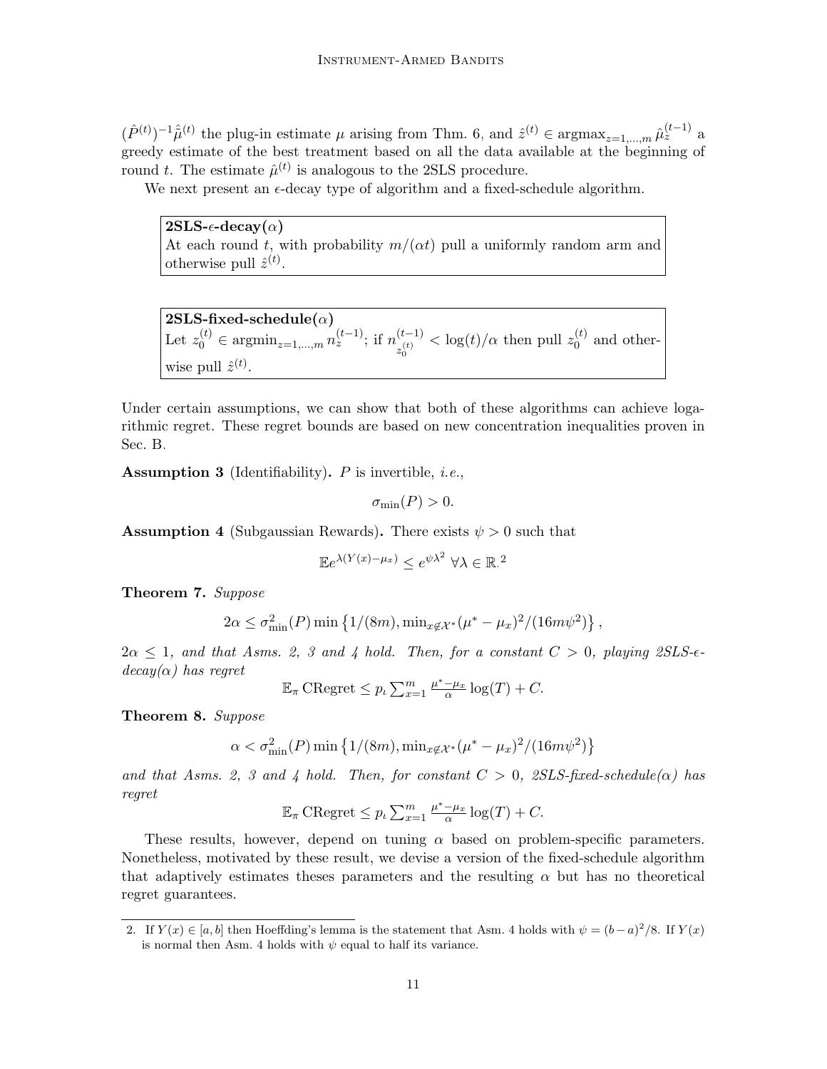$(\hat{P}^{(t)})^{-1}\hat{\hat{\mu}}^{(t)}$ the plug-in estimate $\mu$ arising from Thm. 6, and $\hat{z}^{(t)} \in \operatorname{argmax}_{z=1,\dots,m} \hat{\mu}_z^{(t-1)}$ a greedy estimate of the best treatment based on all the data available at the beginning of round $t$. The estimate $\hat{\mu}^{(t)}$ is analogous to the 2SLS procedure.

We next present an $\epsilon$-decay type of algorithm and a fixed-schedule algorithm.

> **2SLS-$\epsilon$-decay($\alpha$)**
> At each round $t$, with probability $m/(\alpha t)$ pull a uniformly random arm and otherwise pull $\hat{z}^{(t)}$.

> **2SLS-fixed-schedule($\alpha$)**
> Let $z_0^{(t)} \in \operatorname{argmin}_{z=1,\dots,m} n_z^{(t-1)}$; if $n_{z_0^{(t)}}^{(t-1)} < \log(t)/\alpha$ then pull $z_0^{(t)}$ and otherwise pull $\hat{z}^{(t)}$.

Under certain assumptions, we can show that both of these algorithms can achieve logarithmic regret. These regret bounds are based on new concentration inequalities proven in Sec. B.

**Assumption 3** (Identifiability)**.** $P$ is invertible, *i.e.*,

$$\sigma_{\min}(P) > 0.$$

**Assumption 4** (Subgaussian Rewards)**.** There exists $\psi > 0$ such that

$$\mathbb{E}e^{\lambda(Y(x)-\mu_x)} \le e^{\psi\lambda^2} \;\forall \lambda \in \mathbb{R}.[2]$$

**Theorem 7.** *Suppose*

$$2\alpha \le \sigma_{\min}^2(P)\min\left\{1/(8m), \min_{x\notin\mathcal{X}^*}(\mu^* - \mu_x)^2/(16m\psi^2)\right\},$$

$2\alpha \le 1$*, and that Asms. 2, 3 and 4 hold. Then, for a constant* $C > 0$*, playing 2SLS-*$\epsilon$*-decay(*$\alpha$*) has regret*

$$\mathbb{E}_\pi \,\mathrm{CRegret} \le p_\iota \textstyle\sum_{x=1}^m \frac{\mu^*-\mu_x}{\alpha}\log(T) + C.$$

**Theorem 8.** *Suppose*

$$\alpha < \sigma_{\min}^2(P)\min\left\{1/(8m), \min_{x\notin\mathcal{X}^*}(\mu^* - \mu_x)^2/(16m\psi^2)\right\}$$

*and that Asms. 2, 3 and 4 hold. Then, for constant* $C > 0$*, 2SLS-fixed-schedule(*$\alpha$*) has regret*

$$\mathbb{E}_\pi \,\mathrm{CRegret} \le p_\iota \textstyle\sum_{x=1}^m \frac{\mu^*-\mu_x}{\alpha}\log(T) + C.$$

These results, however, depend on tuning $\alpha$ based on problem-specific parameters. Nonetheless, motivated by these result, we devise a version of the fixed-schedule algorithm that adaptively estimates theses parameters and the resulting $\alpha$ but has no theoretical regret guarantees.

---

[2] If $Y(x) \in [a, b]$ then Hoeffding's lemma is the statement that Asm. 4 holds with $\psi = (b-a)^2/8$. If $Y(x)$ is normal then Asm. 4 holds with $\psi$ equal to half its variance.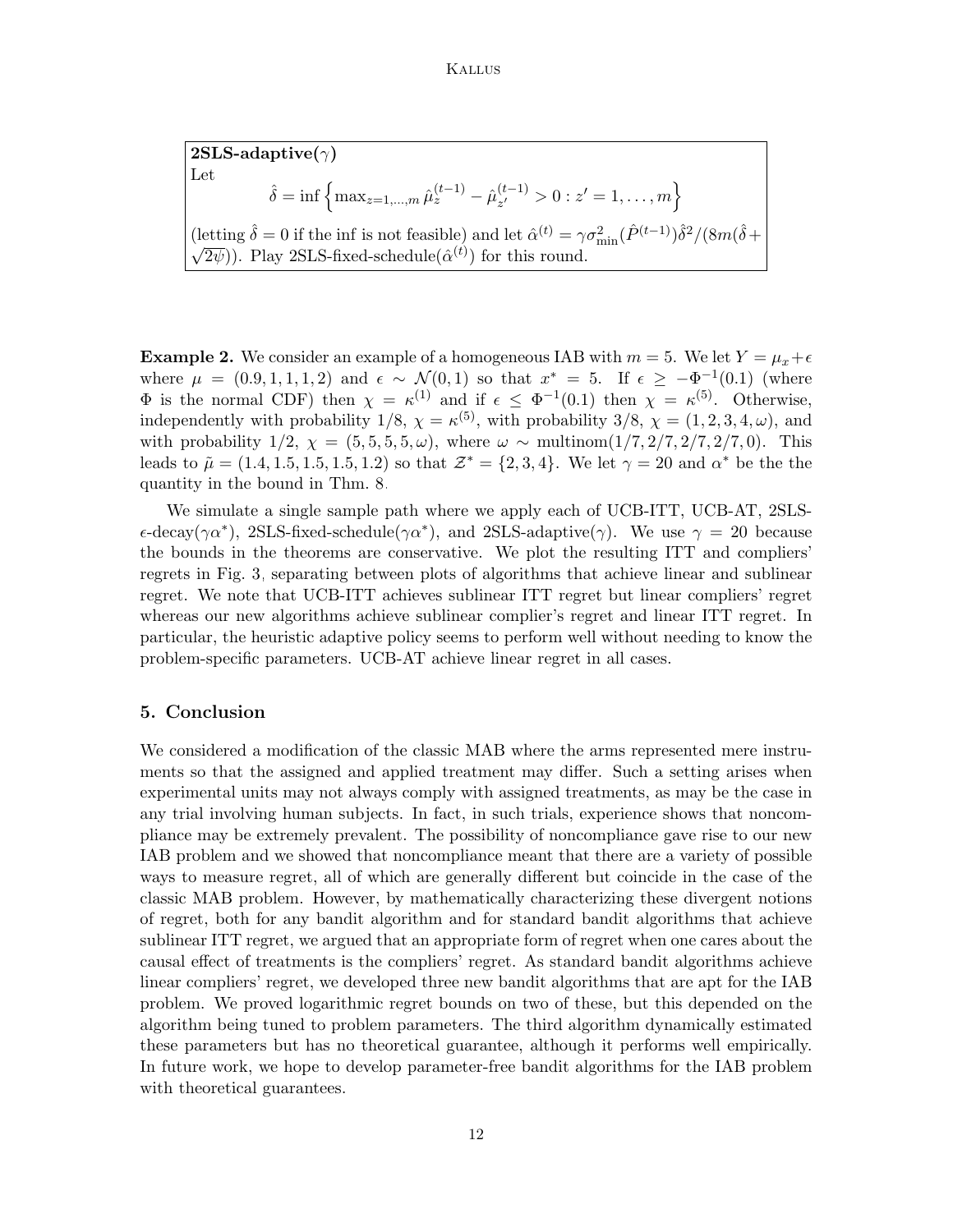**2SLS-adaptive($\gamma$)**
Let

$$\hat{\delta} = \inf\left\{\max_{z=1,\dots,m} \hat{\mu}_z^{(t-1)} - \hat{\mu}_{z'}^{(t-1)} > 0 : z' = 1,\dots,m\right\}$$

(letting $\hat{\delta} = 0$ if the inf is not feasible) and let $\hat{\alpha}^{(t)} = \gamma \sigma_{\min}^2(\hat{P}^{(t-1)})\hat{\delta}^2/(8m(\hat{\delta} + \sqrt{2\psi}))$. Play 2SLS-fixed-schedule($\hat{\alpha}^{(t)}$) for this round.

**Example 2.** We consider an example of a homogeneous IAB with $m = 5$. We let $Y = \mu_x + \epsilon$ where $\mu = (0.9, 1, 1, 1, 2)$ and $\epsilon \sim \mathcal{N}(0, 1)$ so that $x^* = 5$. If $\epsilon \geq -\Phi^{-1}(0.1)$ (where $\Phi$ is the normal CDF) then $\chi = \kappa^{(1)}$ and if $\epsilon \leq \Phi^{-1}(0.1)$ then $\chi = \kappa^{(5)}$. Otherwise, independently with probability $1/8$, $\chi = \kappa^{(5)}$, with probability $3/8$, $\chi = (1, 2, 3, 4, \omega)$, and with probability $1/2$, $\chi = (5, 5, 5, 5, \omega)$, where $\omega \sim \text{multinom}(1/7, 2/7, 2/7, 2/7, 0)$. This leads to $\tilde{\mu} = (1.4, 1.5, 1.5, 1.5, 1.2)$ so that $\mathcal{Z}^* = \{2, 3, 4\}$. We let $\gamma = 20$ and $\alpha^*$ be the the quantity in the bound in Thm. 8.

We simulate a single sample path where we apply each of UCB-ITT, UCB-AT, 2SLS-$\epsilon$-decay($\gamma\alpha^*$), 2SLS-fixed-schedule($\gamma\alpha^*$), and 2SLS-adaptive($\gamma$). We use $\gamma = 20$ because the bounds in the theorems are conservative. We plot the resulting ITT and compliers' regrets in Fig. 3, separating between plots of algorithms that achieve linear and sublinear regret. We note that UCB-ITT achieves sublinear ITT regret but linear compliers' regret whereas our new algorithms achieve sublinear complier's regret and linear ITT regret. In particular, the heuristic adaptive policy seems to perform well without needing to know the problem-specific parameters. UCB-AT achieve linear regret in all cases.

## 5. Conclusion

We considered a modification of the classic MAB where the arms represented mere instruments so that the assigned and applied treatment may differ. Such a setting arises when experimental units may not always comply with assigned treatments, as may be the case in any trial involving human subjects. In fact, in such trials, experience shows that noncompliance may be extremely prevalent. The possibility of noncompliance gave rise to our new IAB problem and we showed that noncompliance meant that there are a variety of possible ways to measure regret, all of which are generally different but coincide in the case of the classic MAB problem. However, by mathematically characterizing these divergent notions of regret, both for any bandit algorithm and for standard bandit algorithms that achieve sublinear ITT regret, we argued that an appropriate form of regret when one cares about the causal effect of treatments is the compliers' regret. As standard bandit algorithms achieve linear compliers' regret, we developed three new bandit algorithms that are apt for the IAB problem. We proved logarithmic regret bounds on two of these, but this depended on the algorithm being tuned to problem parameters. The third algorithm dynamically estimated these parameters but has no theoretical guarantee, although it performs well empirically. In future work, we hope to develop parameter-free bandit algorithms for the IAB problem with theoretical guarantees.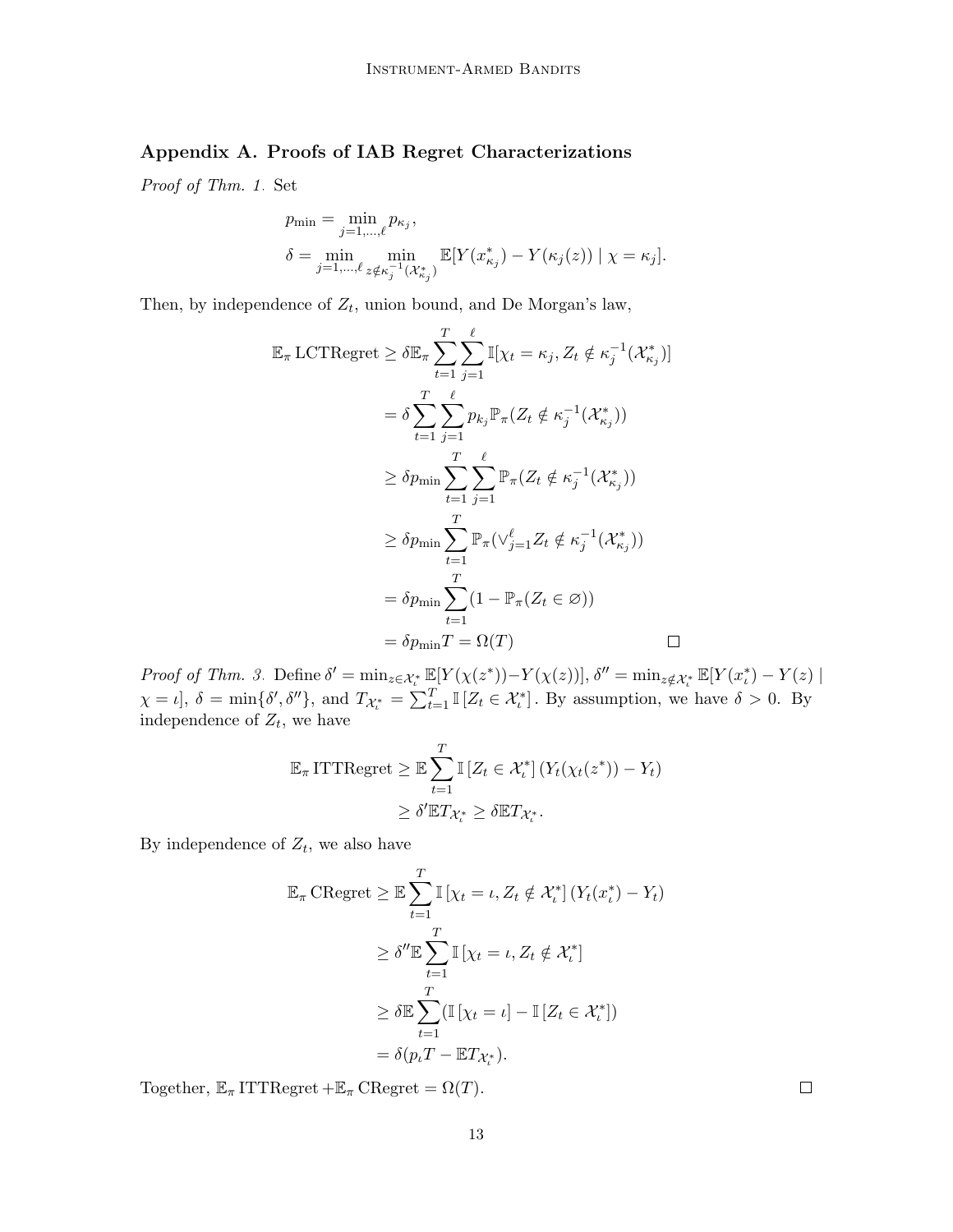## Appendix A. Proofs of IAB Regret Characterizations

*Proof of Thm. 1.* Set

$$
\begin{aligned}
p_{\min} &= \min_{j=1,\ldots,\ell} p_{\kappa_j}, \\
\delta &= \min_{j=1,\ldots,\ell} \min_{z \notin \kappa_j^{-1}(\mathcal{X}^*_{\kappa_j})} \mathbb{E}[Y(x^*_{\kappa_j}) - Y(\kappa_j(z)) \mid \chi = \kappa_j].
\end{aligned}
$$

Then, by independence of $Z_t$, union bound, and De Morgan's law,

$$
\begin{aligned}
\mathbb{E}_\pi \,\text{LCTRegret} &\geq \delta \mathbb{E}_\pi \sum_{t=1}^{T} \sum_{j=1}^{\ell} \mathbb{I}[\chi_t = \kappa_j, Z_t \notin \kappa_j^{-1}(\mathcal{X}^*_{\kappa_j})] \\
&= \delta \sum_{t=1}^{T} \sum_{j=1}^{\ell} p_{k_j} \mathbb{P}_\pi(Z_t \notin \kappa_j^{-1}(\mathcal{X}^*_{\kappa_j})) \\
&\geq \delta p_{\min} \sum_{t=1}^{T} \sum_{j=1}^{\ell} \mathbb{P}_\pi(Z_t \notin \kappa_j^{-1}(\mathcal{X}^*_{\kappa_j})) \\
&\geq \delta p_{\min} \sum_{t=1}^{T} \mathbb{P}_\pi(\vee_{j=1}^{\ell} Z_t \notin \kappa_j^{-1}(\mathcal{X}^*_{\kappa_j})) \\
&= \delta p_{\min} \sum_{t=1}^{T} (1 - \mathbb{P}_\pi(Z_t \in \varnothing)) \\
&= \delta p_{\min} T = \Omega(T) \qquad \square
\end{aligned}
$$

*Proof of Thm. 3.* Define $\delta' = \min_{z \in \mathcal{X}^*_\iota} \mathbb{E}[Y(\chi(z^*)) - Y(\chi(z))]$, $\delta'' = \min_{z \notin \mathcal{X}^*_\iota} \mathbb{E}[Y(x^*_\iota) - Y(z) \mid \chi = \iota]$, $\delta = \min\{\delta', \delta''\}$, and $T_{\mathcal{X}^*_\iota} = \sum_{t=1}^{T} \mathbb{I}[Z_t \in \mathcal{X}^*_\iota]$. By assumption, we have $\delta > 0$. By independence of $Z_t$, we have

$$
\begin{aligned}
\mathbb{E}_\pi \,\text{ITTRegret} &\geq \mathbb{E} \sum_{t=1}^{T} \mathbb{I}[Z_t \in \mathcal{X}^*_\iota] (Y_t(\chi_t(z^*)) - Y_t) \\
&\geq \delta' \mathbb{E} T_{\mathcal{X}^*_\iota} \geq \delta \mathbb{E} T_{\mathcal{X}^*_\iota}.
\end{aligned}
$$

By independence of $Z_t$, we also have

$$
\begin{aligned}
\mathbb{E}_\pi \,\text{CRegret} &\geq \mathbb{E} \sum_{t=1}^{T} \mathbb{I}[\chi_t = \iota, Z_t \notin \mathcal{X}^*_\iota] (Y_t(x^*_\iota) - Y_t) \\
&\geq \delta'' \mathbb{E} \sum_{t=1}^{T} \mathbb{I}[\chi_t = \iota, Z_t \notin \mathcal{X}^*_\iota] \\
&\geq \delta \mathbb{E} \sum_{t=1}^{T} (\mathbb{I}[\chi_t = \iota] - \mathbb{I}[Z_t \in \mathcal{X}^*_\iota]) \\
&= \delta(p_\iota T - \mathbb{E} T_{\mathcal{X}^*_\iota}).
\end{aligned}
$$

Together, $\mathbb{E}_\pi \,\text{ITTRegret} + \mathbb{E}_\pi \,\text{CRegret} = \Omega(T)$. $\square$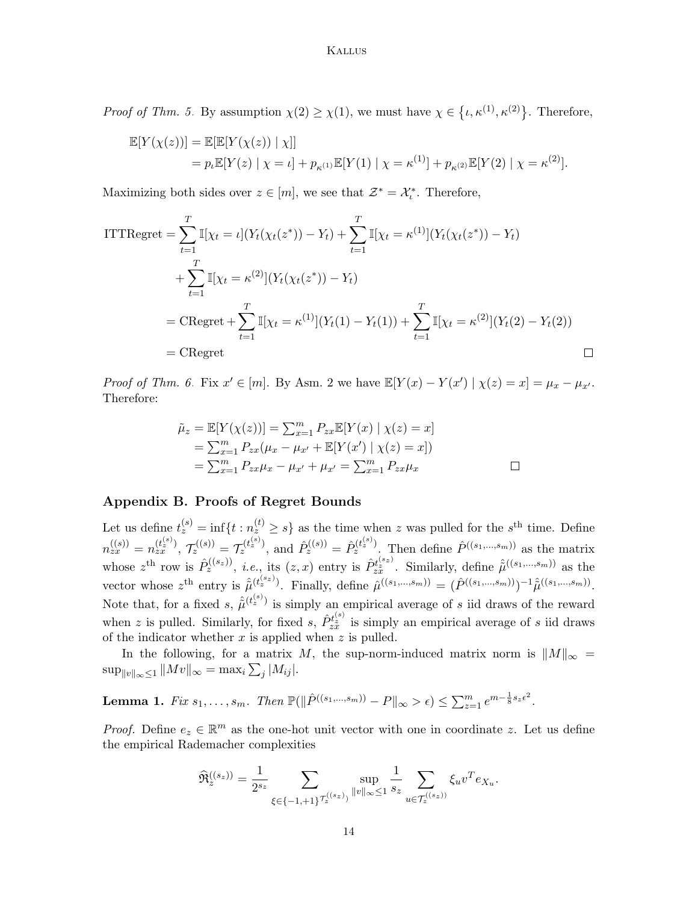*Proof of Thm. 5.* By assumption $\chi(2) \geq \chi(1)$, we must have $\chi \in \{\iota, \kappa^{(1)}, \kappa^{(2)}\}$. Therefore,

$$
\begin{aligned}
\mathbb{E}[Y(\chi(z))] &= \mathbb{E}[\mathbb{E}[Y(\chi(z)) \mid \chi]] \\
&= p_\iota \mathbb{E}[Y(z) \mid \chi = \iota] + p_{\kappa^{(1)}} \mathbb{E}[Y(1) \mid \chi = \kappa^{(1)}] + p_{\kappa^{(2)}} \mathbb{E}[Y(2) \mid \chi = \kappa^{(2)}].
\end{aligned}
$$

Maximizing both sides over $z \in [m]$, we see that $\mathcal{Z}^* = \mathcal{X}_\iota^*$. Therefore,

$$
\begin{aligned}
\text{ITTRegret} &= \sum_{t=1}^T \mathbb{I}[\chi_t = \iota](Y_t(\chi_t(z^*)) - Y_t) + \sum_{t=1}^T \mathbb{I}[\chi_t = \kappa^{(1)}](Y_t(\chi_t(z^*)) - Y_t) \\
&\quad + \sum_{t=1}^T \mathbb{I}[\chi_t = \kappa^{(2)}](Y_t(\chi_t(z^*)) - Y_t) \\
&= \text{CRegret} + \sum_{t=1}^T \mathbb{I}[\chi_t = \kappa^{(1)}](Y_t(1) - Y_t(1)) + \sum_{t=1}^T \mathbb{I}[\chi_t = \kappa^{(2)}](Y_t(2) - Y_t(2)) \\
&= \text{CRegret}
\end{aligned}
$$

□

*Proof of Thm. 6.* Fix $x' \in [m]$. By Asm. 2 we have $\mathbb{E}[Y(x) - Y(x') \mid \chi(z) = x] = \mu_x - \mu_{x'}$. Therefore:

$$
\begin{aligned}
\tilde{\mu}_z = \mathbb{E}[Y(\chi(z))] &= \textstyle\sum_{x=1}^m P_{zx} \mathbb{E}[Y(x) \mid \chi(z) = x] \\
&= \textstyle\sum_{x=1}^m P_{zx}(\mu_x - \mu_{x'} + \mathbb{E}[Y(x') \mid \chi(z) = x]) \\
&= \textstyle\sum_{x=1}^m P_{zx}\mu_x - \mu_{x'} + \mu_{x'} = \sum_{x=1}^m P_{zx}\mu_x
\end{aligned}
$$

□

## Appendix B. Proofs of Regret Bounds

Let us define $t_z^{(s)} = \inf\{t : n_z^{(t)} \geq s\}$ as the time when $z$ was pulled for the $s^{\text{th}}$ time. Define $n_{zx}^{((s))} = n_{zx}^{(t_z^{(s)})}$, $\mathcal{T}_z^{((s))} = \mathcal{T}_z^{(t_z^{(s)})}$, and $\hat{P}_z^{((s))} = \hat{P}_z^{(t_z^{(s)})}$. Then define $\hat{P}^{((s_1,\dots,s_m))}$ as the matrix whose $z^{\text{th}}$ row is $\hat{P}_z^{((s_z))}$, *i.e.*, its $(z, x)$ entry is $\hat{P}_{zx}^{t_z^{(s_z)}}$. Similarly, define $\hat{\tilde{\mu}}^{((s_1,\dots,s_m))}$ as the vector whose $z^{\text{th}}$ entry is $\hat{\tilde{\mu}}^{(t_z^{(s_z)})}$. Finally, define $\hat{\mu}^{((s_1,\dots,s_m))} = (\hat{P}^{((s_1,\dots,s_m))})^{-1}\hat{\tilde{\mu}}^{((s_1,\dots,s_m))}$. Note that, for a fixed $s$, $\hat{\tilde{\mu}}^{(t_z^{(s)})}$ is simply an empirical average of $s$ iid draws of the reward when $z$ is pulled. Similarly, for fixed $s$, $\hat{P}_{zx}^{t_z^{(s)}}$ is simply an empirical average of $s$ iid draws of the indicator whether $x$ is applied when $z$ is pulled.

In the following, for a matrix $M$, the sup-norm-induced matrix norm is $\|M\|_\infty = \sup_{\|v\|_\infty \leq 1} \|Mv\|_\infty = \max_i \sum_j |M_{ij}|$.

**Lemma 1.** *Fix $s_1, \dots, s_m$. Then* $\mathbb{P}(\|\hat{P}^{((s_1,\dots,s_m))} - P\|_\infty > \epsilon) \leq \sum_{z=1}^m e^{m - \frac{1}{8}s_z\epsilon^2}$.

*Proof.* Define $e_z \in \mathbb{R}^m$ as the one-hot unit vector with one in coordinate $z$. Let us define the empirical Rademacher complexities

$$
\widehat{\mathfrak{R}}_z^{((s_z))} = \frac{1}{2^{s_z}} \sum_{\xi \in \{-1,+1\}^{\mathcal{T}_z^{((s_z))}}} \sup_{\|v\|_\infty \leq 1} \frac{1}{s_z} \sum_{u \in \mathcal{T}_z^{((s_z))}} \xi_u v^T e_{X_u}.
$$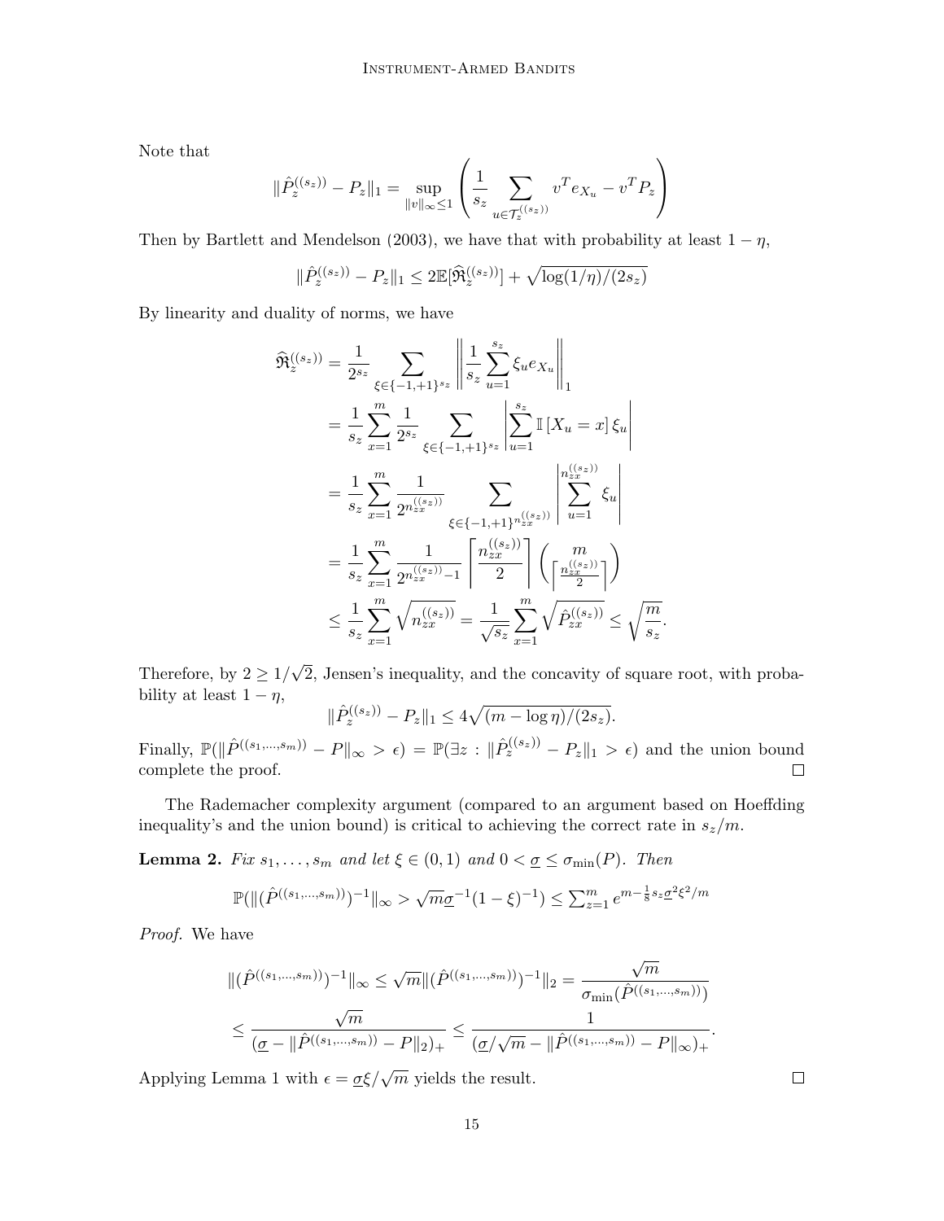Note that

$$\|\hat{P}_z^{((s_z))} - P_z\|_1 = \sup_{\|v\|_\infty \leq 1} \left( \frac{1}{s_z} \sum_{u \in \mathcal{T}_z^{((s_z))}} v^T e_{X_u} - v^T P_z \right)$$

Then by Bartlett and Mendelson (2003), we have that with probability at least $1 - \eta$,

$$\|\hat{P}_z^{((s_z))} - P_z\|_1 \leq 2\mathbb{E}[\widehat{\mathfrak{R}}_z^{((s_z))}] + \sqrt{\log(1/\eta)/(2s_z)}$$

By linearity and duality of norms, we have

$$\begin{aligned}
\widehat{\mathfrak{R}}_z^{((s_z))} &= \frac{1}{2^{s_z}} \sum_{\xi \in \{-1,+1\}^{s_z}} \left\| \frac{1}{s_z} \sum_{u=1}^{s_z} \xi_u e_{X_u} \right\|_1 \\
&= \frac{1}{s_z} \sum_{x=1}^{m} \frac{1}{2^{s_z}} \sum_{\xi \in \{-1,+1\}^{s_z}} \left| \sum_{u=1}^{s_z} \mathbb{I}\left[X_u = x\right] \xi_u \right| \\
&= \frac{1}{s_z} \sum_{x=1}^{m} \frac{1}{2^{n_{zx}^{((s_z))}}} \sum_{\xi \in \{-1,+1\}^{n_{zx}^{((s_z))}}} \left| \sum_{u=1}^{n_{zx}^{((s_z))}} \xi_u \right| \\
&= \frac{1}{s_z} \sum_{x=1}^{m} \frac{1}{2^{n_{zx}^{((s_z))}-1}} \left\lceil \frac{n_{zx}^{((s_z))}}{2} \right\rceil \binom{m}{\left\lceil \frac{n_{zx}^{((s_z))}}{2} \right\rceil} \\
&\leq \frac{1}{s_z} \sum_{x=1}^{m} \sqrt{n_{zx}^{((s_z))}} = \frac{1}{\sqrt{s_z}} \sum_{x=1}^{m} \sqrt{\hat{P}_{zx}^{((s_z))}} \leq \sqrt{\frac{m}{s_z}}.
\end{aligned}$$

Therefore, by $2 \geq 1/\sqrt{2}$, Jensen's inequality, and the concavity of square root, with probability at least $1 - \eta$,

$$\|\hat{P}_z^{((s_z))} - P_z\|_1 \leq 4\sqrt{(m - \log \eta)/(2s_z)}.$$

Finally, $\mathbb{P}(\|\hat{P}^{((s_1,\ldots,s_m))} - P\|_\infty > \epsilon) = \mathbb{P}(\exists z : \|\hat{P}_z^{((s_z))} - P_z\|_1 > \epsilon)$ and the union bound complete the proof. $\square$

The Rademacher complexity argument (compared to an argument based on Hoeffding inequality's and the union bound) is critical to achieving the correct rate in $s_z/m$.

**Lemma 2.** *Fix $s_1, \ldots, s_m$ and let $\xi \in (0, 1)$ and $0 < \underline{\sigma} \leq \sigma_{\min}(P)$. Then*

$$\mathbb{P}(\|(\hat{P}^{((s_1,\ldots,s_m))})^{-1}\|_\infty > \sqrt{m}\underline{\sigma}^{-1}(1 - \xi)^{-1}) \leq \textstyle\sum_{z=1}^{m} e^{m - \frac{1}{8}s_z\underline{\sigma}^2\xi^2/m}$$

*Proof.* We have

$$\begin{aligned}
\|(\hat{P}^{((s_1,\ldots,s_m))})^{-1}\|_\infty &\leq \sqrt{m}\|(\hat{P}^{((s_1,\ldots,s_m))})^{-1}\|_2 = \frac{\sqrt{m}}{\sigma_{\min}(\hat{P}^{((s_1,\ldots,s_m))})} \\
&\leq \frac{\sqrt{m}}{(\underline{\sigma} - \|\hat{P}^{((s_1,\ldots,s_m))} - P\|_2)_+} \leq \frac{1}{(\underline{\sigma}/\sqrt{m} - \|\hat{P}^{((s_1,\ldots,s_m))} - P\|_\infty)_+}.
\end{aligned}$$

Applying Lemma 1 with $\epsilon = \underline{\sigma}\xi/\sqrt{m}$ yields the result. $\square$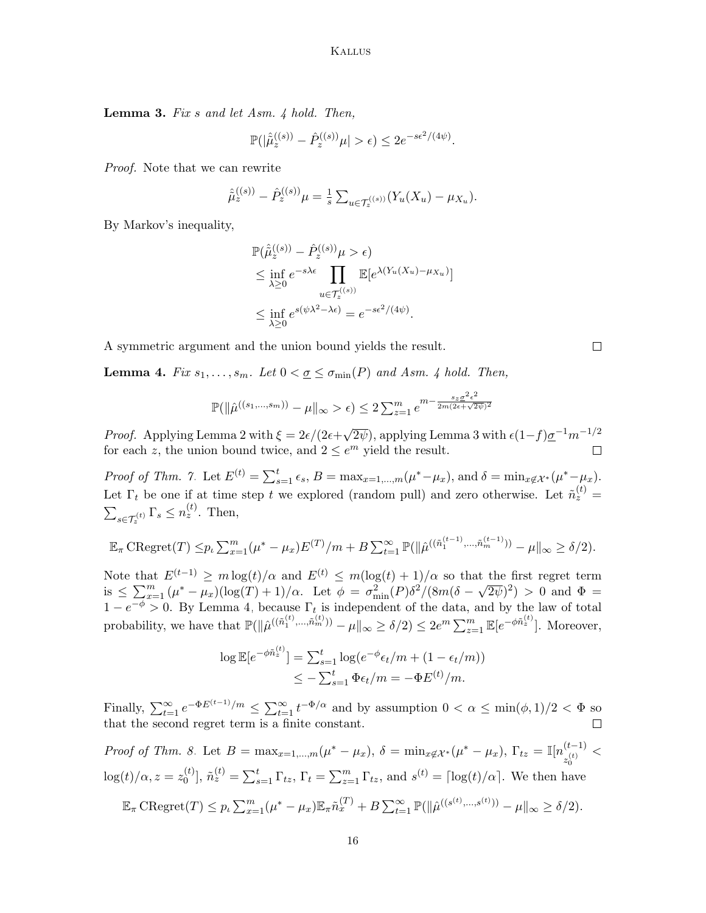**Lemma 3.** *Fix s and let Asm. 4 hold. Then,*

$$\mathbb{P}(|\hat{\hat{\mu}}_z^{((s))} - \hat{P}_z^{((s))}\mu| > \epsilon) \leq 2e^{-s\epsilon^2/(4\psi)}.$$

*Proof.* Note that we can rewrite

$$\hat{\hat{\mu}}_z^{((s))} - \hat{P}_z^{((s))}\mu = \tfrac{1}{s}\sum_{u\in\mathcal{T}_z^{((s))}}(Y_u(X_u) - \mu_{X_u}).$$

By Markov's inequality,

$$\begin{aligned}
&\mathbb{P}(\hat{\hat{\mu}}_z^{((s))} - \hat{P}_z^{((s))}\mu > \epsilon)\\
&\leq \inf_{\lambda\geq 0} e^{-s\lambda\epsilon}\prod_{u\in\mathcal{T}_z^{((s))}}\mathbb{E}[e^{\lambda(Y_u(X_u)-\mu_{X_u})}]\\
&\leq \inf_{\lambda\geq 0} e^{s(\psi\lambda^2-\lambda\epsilon)} = e^{-s\epsilon^2/(4\psi)}.
\end{aligned}$$

A symmetric argument and the union bound yields the result. □

**Lemma 4.** *Fix $s_1,\dots,s_m$. Let $0 < \underline{\sigma} \leq \sigma_{\min}(P)$ and Asm. 4 hold. Then,*

$$\mathbb{P}(\|\hat{\mu}^{((s_1,\dots,s_m))} - \mu\|_\infty > \epsilon) \leq 2\sum_{z=1}^m e^{m - \frac{s_z\underline{\sigma}^2\epsilon^2}{2m(2\epsilon+\sqrt{2\psi})^2}}$$

*Proof.* Applying Lemma 2 with $\xi = 2\epsilon/(2\epsilon+\sqrt{2\psi})$, applying Lemma 3 with $\epsilon(1-f)\underline{\sigma}^{-1}m^{-1/2}$ for each $z$, the union bound twice, and $2 \leq e^m$ yield the result. □

*Proof of Thm. 7.* Let $E^{(t)} = \sum_{s=1}^t \epsilon_s$, $B = \max_{x=1,\dots,m}(\mu^*-\mu_x)$, and $\delta = \min_{x\notin\mathcal{X}^*}(\mu^*-\mu_x)$. Let $\Gamma_t$ be one if at time step $t$ we explored (random pull) and zero otherwise. Let $\tilde{n}_z^{(t)} = \sum_{s\in\mathcal{T}_z^{(t)}}\Gamma_s \leq n_z^{(t)}$. Then,

$$\mathbb{E}_\pi \operatorname{CRegret}(T) \leq p_\iota \sum_{x=1}^m(\mu^*-\mu_x)E^{(T)}/m + B\sum_{t=1}^\infty \mathbb{P}(\|\hat{\mu}^{((\tilde{n}_1^{(t-1)},\dots,\tilde{n}_m^{(t-1)}))} - \mu\|_\infty \geq \delta/2).$$

Note that $E^{(t-1)} \geq m\log(t)/\alpha$ and $E^{(t)} \leq m(\log(t)+1)/\alpha$ so that the first regret term is $\leq \sum_{x=1}^m(\mu^*-\mu_x)(\log(T)+1)/\alpha$. Let $\phi = \sigma_{\min}^2(P)\delta^2/(8m(\delta-\sqrt{2\psi})^2) > 0$ and $\Phi = 1-e^{-\phi} > 0$. By Lemma 4, because $\Gamma_t$ is independent of the data, and by the law of total probability, we have that $\mathbb{P}(\|\hat{\mu}^{((\tilde{n}_1^{(t)},\dots,\tilde{n}_m^{(t)}))} - \mu\|_\infty \geq \delta/2) \leq 2e^m\sum_{z=1}^m \mathbb{E}[e^{-\phi\tilde{n}_z^{(t)}}]$. Moreover,

$$\begin{aligned}
\log\mathbb{E}[e^{-\phi\tilde{n}_z^{(t)}}] &= \sum_{s=1}^t \log(e^{-\phi}\epsilon_t/m + (1-\epsilon_t/m))\\
&\leq -\sum_{s=1}^t \Phi\epsilon_t/m = -\Phi E^{(t)}/m.
\end{aligned}$$

Finally, $\sum_{t=1}^\infty e^{-\Phi E^{(t-1)}/m} \leq \sum_{t=1}^\infty t^{-\Phi/\alpha}$ and by assumption $0 < \alpha \leq \min(\phi,1)/2 < \Phi$ so that the second regret term is a finite constant. □

*Proof of Thm. 8.* Let $B = \max_{x=1,\dots,m}(\mu^*-\mu_x)$, $\delta = \min_{x\notin\mathcal{X}^*}(\mu^*-\mu_x)$, $\Gamma_{tz} = \mathbb{I}[n_{z_0^{(t)}}^{(t-1)} < \log(t)/\alpha, z = z_0^{(t)}]$, $\tilde{n}_z^{(t)} = \sum_{s=1}^t \Gamma_{tz}$, $\Gamma_t = \sum_{z=1}^m \Gamma_{tz}$, and $s^{(t)} = \lceil \log(t)/\alpha\rceil$. We then have

$$\mathbb{E}_\pi \operatorname{CRegret}(T) \leq p_\iota\sum_{x=1}^m(\mu^*-\mu_x)\mathbb{E}_\pi\tilde{n}_x^{(T)} + B\sum_{t=1}^\infty \mathbb{P}(\|\hat{\mu}^{((s^{(t)},\dots,s^{(t)}))} - \mu\|_\infty \geq \delta/2).$$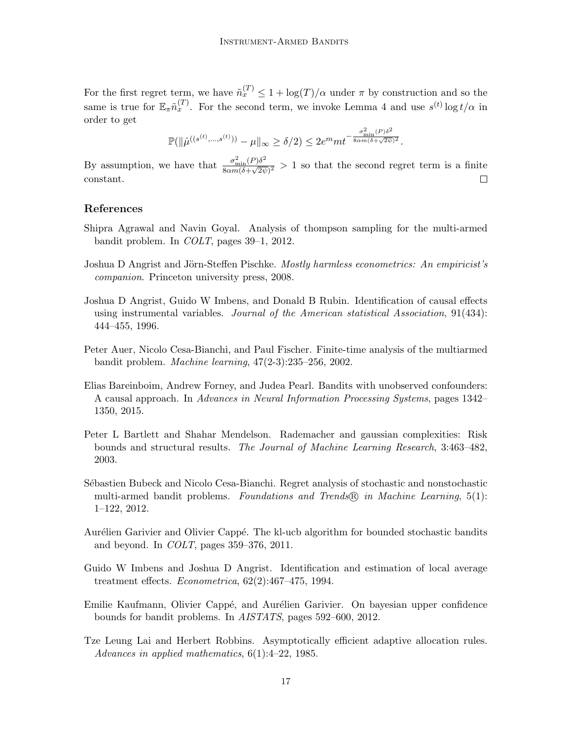For the first regret term, we have $\tilde{n}_x^{(T)} \leq 1 + \log(T)/\alpha$ under $\pi$ by construction and so the same is true for $\mathbb{E}_\pi \tilde{n}_x^{(T)}$. For the second term, we invoke Lemma 4 and use $s^{(t)} \log t/\alpha$ in order to get

$$\mathbb{P}(\|\hat{\mu}^{((s^{(t)},\ldots,s^{(t)}))} - \mu\|_\infty \geq \delta/2) \leq 2e^m m t^{-\frac{\sigma_{\min}^2(P)\delta^2}{8\alpha m(\delta+\sqrt{2\psi})^2}}.$$

By assumption, we have that $\frac{\sigma_{\min}^2(P)\delta^2}{8\alpha m(\delta+\sqrt{2\psi})^2} > 1$ so that the second regret term is a finite constant. $\square$

## References

Shipra Agrawal and Navin Goyal. Analysis of thompson sampling for the multi-armed bandit problem. In *COLT*, pages 39–1, 2012.

Joshua D Angrist and Jörn-Steffen Pischke. *Mostly harmless econometrics: An empiricist's companion*. Princeton university press, 2008.

Joshua D Angrist, Guido W Imbens, and Donald B Rubin. Identification of causal effects using instrumental variables. *Journal of the American statistical Association*, 91(434): 444–455, 1996.

Peter Auer, Nicolo Cesa-Bianchi, and Paul Fischer. Finite-time analysis of the multiarmed bandit problem. *Machine learning*, 47(2-3):235–256, 2002.

Elias Bareinboim, Andrew Forney, and Judea Pearl. Bandits with unobserved confounders: A causal approach. In *Advances in Neural Information Processing Systems*, pages 1342–1350, 2015.

Peter L Bartlett and Shahar Mendelson. Rademacher and gaussian complexities: Risk bounds and structural results. *The Journal of Machine Learning Research*, 3:463–482, 2003.

Sébastien Bubeck and Nicolo Cesa-Bianchi. Regret analysis of stochastic and nonstochastic multi-armed bandit problems. *Foundations and Trends® in Machine Learning*, 5(1): 1–122, 2012.

Aurélien Garivier and Olivier Cappé. The kl-ucb algorithm for bounded stochastic bandits and beyond. In *COLT*, pages 359–376, 2011.

Guido W Imbens and Joshua D Angrist. Identification and estimation of local average treatment effects. *Econometrica*, 62(2):467–475, 1994.

Emilie Kaufmann, Olivier Cappé, and Aurélien Garivier. On bayesian upper confidence bounds for bandit problems. In *AISTATS*, pages 592–600, 2012.

Tze Leung Lai and Herbert Robbins. Asymptotically efficient adaptive allocation rules. *Advances in applied mathematics*, 6(1):4–22, 1985.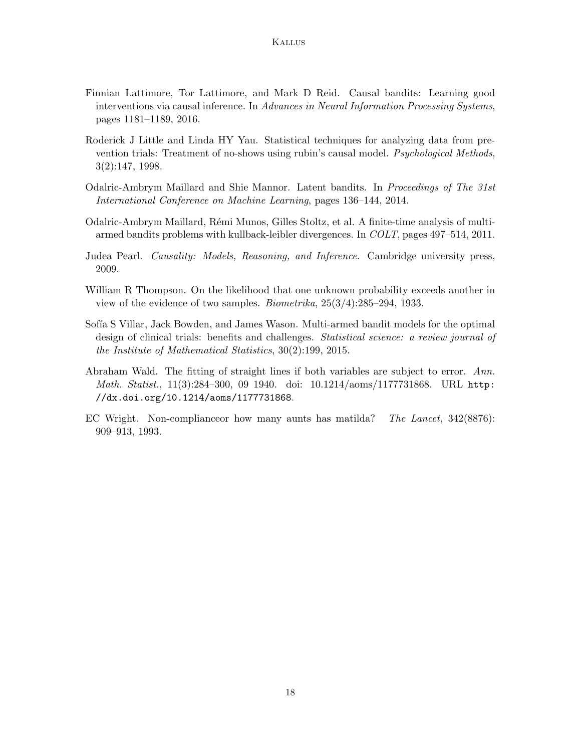Finnian Lattimore, Tor Lattimore, and Mark D Reid. Causal bandits: Learning good interventions via causal inference. In *Advances in Neural Information Processing Systems*, pages 1181–1189, 2016.

Roderick J Little and Linda HY Yau. Statistical techniques for analyzing data from prevention trials: Treatment of no-shows using rubin's causal model. *Psychological Methods*, 3(2):147, 1998.

Odalric-Ambrym Maillard and Shie Mannor. Latent bandits. In *Proceedings of The 31st International Conference on Machine Learning*, pages 136–144, 2014.

Odalric-Ambrym Maillard, Rémi Munos, Gilles Stoltz, et al. A finite-time analysis of multi-armed bandits problems with kullback-leibler divergences. In *COLT*, pages 497–514, 2011.

Judea Pearl. *Causality: Models, Reasoning, and Inference*. Cambridge university press, 2009.

William R Thompson. On the likelihood that one unknown probability exceeds another in view of the evidence of two samples. *Biometrika*, 25(3/4):285–294, 1933.

Sofía S Villar, Jack Bowden, and James Wason. Multi-armed bandit models for the optimal design of clinical trials: benefits and challenges. *Statistical science: a review journal of the Institute of Mathematical Statistics*, 30(2):199, 2015.

Abraham Wald. The fitting of straight lines if both variables are subject to error. *Ann. Math. Statist.*, 11(3):284–300, 09 1940. doi: 10.1214/aoms/1177731868. URL http://dx.doi.org/10.1214/aoms/1177731868.

EC Wright. Non-complianceor how many aunts has matilda? *The Lancet*, 342(8876): 909–913, 1993.